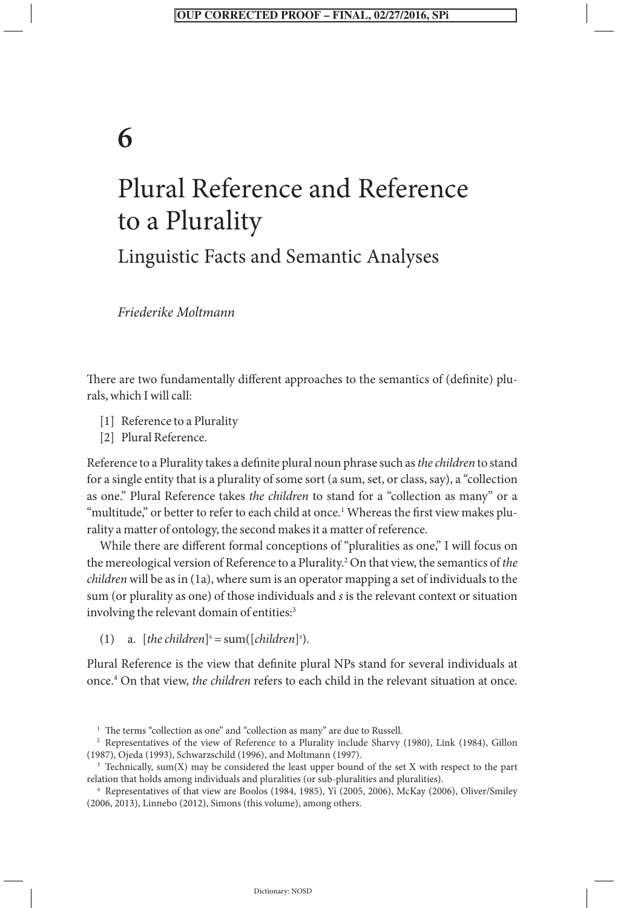# 6

# Plural Reference and Reference to a Plurality

## Linguistic Facts and Semantic Analyses

*Friederike Moltmann*

There are two fundamentally different approaches to the semantics of (definite) plurals, which I will call:

[1] Reference to a Plurality
[2] Plural Reference.

Reference to a Plurality takes a definite plural noun phrase such as *the children* to stand for a single entity that is a plurality of some sort (a sum, set, or class, say), a "collection as one." Plural Reference takes *the children* to stand for a "collection as many" or a "multitude," or better to refer to each child at once.[1] Whereas the first view makes plurality a matter of ontology, the second makes it a matter of reference.

While there are different formal conceptions of "pluralities as one," I will focus on the mereological version of Reference to a Plurality.[2] On that view, the semantics of *the children* will be as in (1a), where sum is an operator mapping a set of individuals to the sum (or plurality as one) of those individuals and *s* is the relevant context or situation involving the relevant domain of entities:[3]

(1) a. $[\textit{the children}]^s = \text{sum}([\textit{children}]^s)$.

Plural Reference is the view that definite plural NPs stand for several individuals at once.[4] On that view, *the children* refers to each child in the relevant situation at once.

[1] The terms "collection as one" and "collection as many" are due to Russell.

[2] Representatives of the view of Reference to a Plurality include Sharvy (1980), Link (1984), Gillon (1987), Ojeda (1993), Schwarzschild (1996), and Moltmann (1997).

[3] Technically, sum(X) may be considered the least upper bound of the set X with respect to the part relation that holds among individuals and pluralities (or sub-pluralities and pluralities).

[4] Representatives of that view are Boolos (1984, 1985), Yi (2005, 2006), McKay (2006), Oliver/Smiley (2006, 2013), Linnebo (2012), Simons (this volume), among others.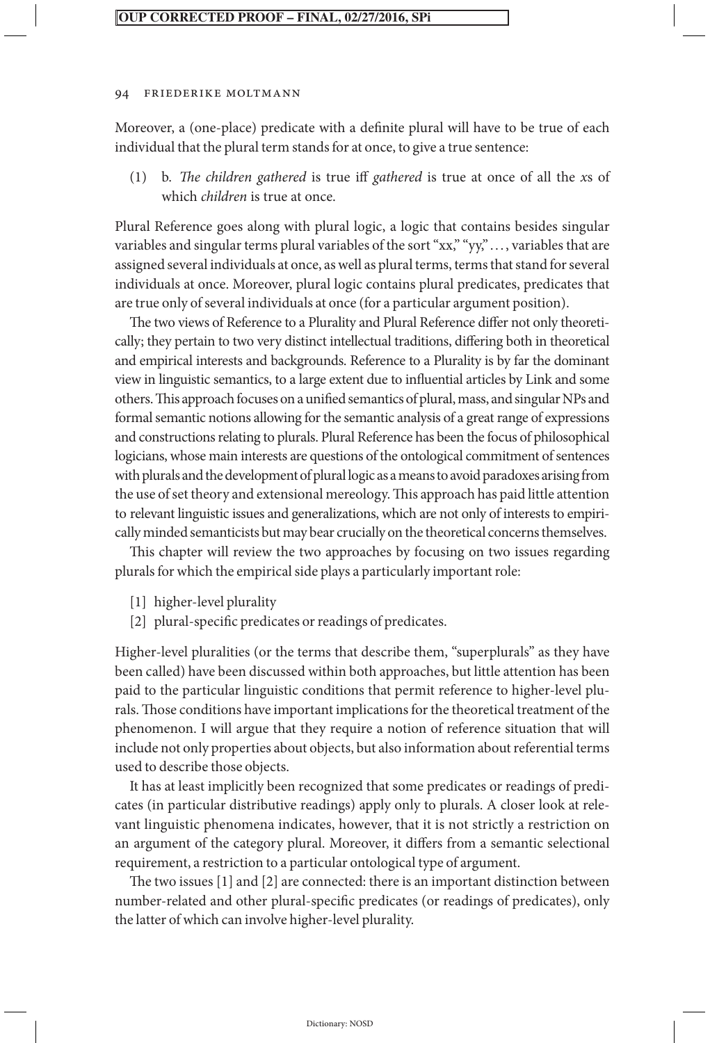Moreover, a (one-place) predicate with a definite plural will have to be true of each individual that the plural term stands for at once, to give a true sentence:

(1) b. *The children gathered* is true iff *gathered* is true at once of all the *x*s of which *children* is true at once.

Plural Reference goes along with plural logic, a logic that contains besides singular variables and singular terms plural variables of the sort "xx," "yy," . . . , variables that are assigned several individuals at once, as well as plural terms, terms that stand for several individuals at once. Moreover, plural logic contains plural predicates, predicates that are true only of several individuals at once (for a particular argument position).

The two views of Reference to a Plurality and Plural Reference differ not only theoretically; they pertain to two very distinct intellectual traditions, differing both in theoretical and empirical interests and backgrounds. Reference to a Plurality is by far the dominant view in linguistic semantics, to a large extent due to influential articles by Link and some others. This approach focuses on a unified semantics of plural, mass, and singular NPs and formal semantic notions allowing for the semantic analysis of a great range of expressions and constructions relating to plurals. Plural Reference has been the focus of philosophical logicians, whose main interests are questions of the ontological commitment of sentences with plurals and the development of plural logic as a means to avoid paradoxes arising from the use of set theory and extensional mereology. This approach has paid little attention to relevant linguistic issues and generalizations, which are not only of interests to empirically minded semanticists but may bear crucially on the theoretical concerns themselves.

This chapter will review the two approaches by focusing on two issues regarding plurals for which the empirical side plays a particularly important role:

[1] higher-level plurality
[2] plural-specific predicates or readings of predicates.

Higher-level pluralities (or the terms that describe them, "superplurals" as they have been called) have been discussed within both approaches, but little attention has been paid to the particular linguistic conditions that permit reference to higher-level plurals. Those conditions have important implications for the theoretical treatment of the phenomenon. I will argue that they require a notion of reference situation that will include not only properties about objects, but also information about referential terms used to describe those objects.

It has at least implicitly been recognized that some predicates or readings of predicates (in particular distributive readings) apply only to plurals. A closer look at relevant linguistic phenomena indicates, however, that it is not strictly a restriction on an argument of the category plural. Moreover, it differs from a semantic selectional requirement, a restriction to a particular ontological type of argument.

The two issues [1] and [2] are connected: there is an important distinction between number-related and other plural-specific predicates (or readings of predicates), only the latter of which can involve higher-level plurality.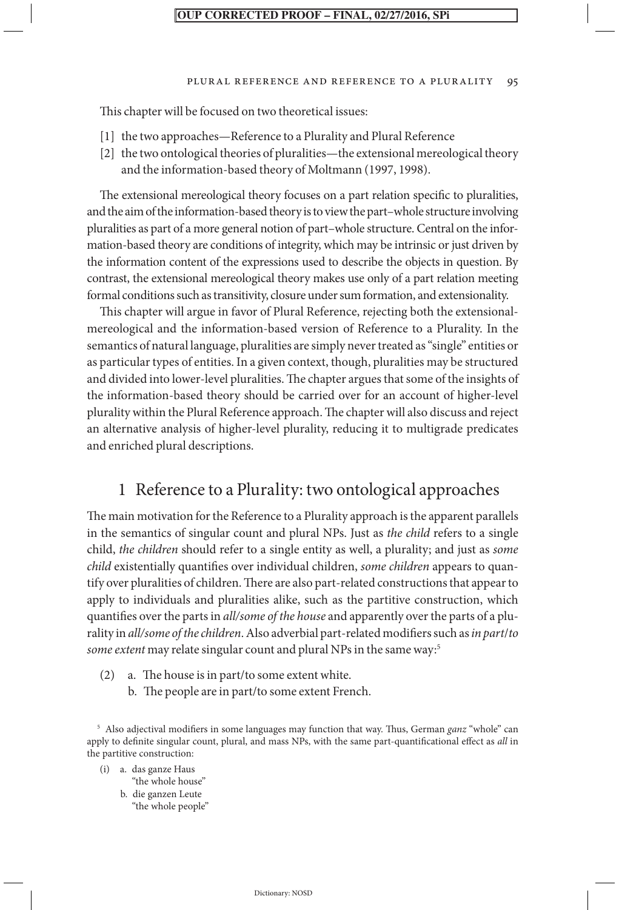This chapter will be focused on two theoretical issues:

[1] the two approaches—Reference to a Plurality and Plural Reference

[2] the two ontological theories of pluralities—the extensional mereological theory and the information-based theory of Moltmann (1997, 1998).

The extensional mereological theory focuses on a part relation specific to pluralities, and the aim of the information-based theory is to view the part–whole structure involving pluralities as part of a more general notion of part–whole structure. Central on the information-based theory are conditions of integrity, which may be intrinsic or just driven by the information content of the expressions used to describe the objects in question. By contrast, the extensional mereological theory makes use only of a part relation meeting formal conditions such as transitivity, closure under sum formation, and extensionality.

This chapter will argue in favor of Plural Reference, rejecting both the extensional-mereological and the information-based version of Reference to a Plurality. In the semantics of natural language, pluralities are simply never treated as "single" entities or as particular types of entities. In a given context, though, pluralities may be structured and divided into lower-level pluralities. The chapter argues that some of the insights of the information-based theory should be carried over for an account of higher-level plurality within the Plural Reference approach. The chapter will also discuss and reject an alternative analysis of higher-level plurality, reducing it to multigrade predicates and enriched plural descriptions.

## 1 Reference to a Plurality: two ontological approaches

The main motivation for the Reference to a Plurality approach is the apparent parallels in the semantics of singular count and plural NPs. Just as *the child* refers to a single child, *the children* should refer to a single entity as well, a plurality; and just as *some child* existentially quantifies over individual children, *some children* appears to quantify over pluralities of children. There are also part-related constructions that appear to apply to individuals and pluralities alike, such as the partitive construction, which quantifies over the parts in *all/some of the house* and apparently over the parts of a plurality in *all/some of the children*. Also adverbial part-related modifiers such as *in part/to some extent* may relate singular count and plural NPs in the same way:[5]

(2) a. The house is in part/to some extent white.
    b. The people are in part/to some extent French.

[5] Also adjectival modifiers in some languages may function that way. Thus, German *ganz* "whole" can apply to definite singular count, plural, and mass NPs, with the same part-quantificational effect as *all* in the partitive construction:

(i) a. das ganze Haus
       "the whole house"
    b. die ganzen Leute
       "the whole people"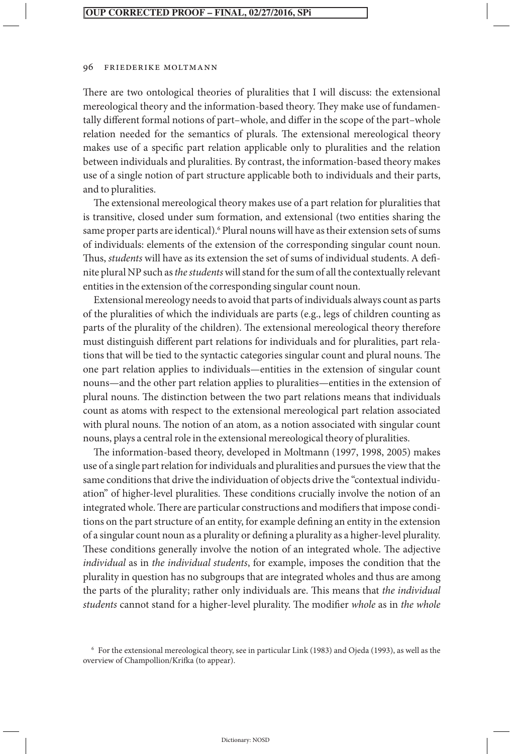There are two ontological theories of pluralities that I will discuss: the extensional mereological theory and the information-based theory. They make use of fundamentally different formal notions of part–whole, and differ in the scope of the part–whole relation needed for the semantics of plurals. The extensional mereological theory makes use of a specific part relation applicable only to pluralities and the relation between individuals and pluralities. By contrast, the information-based theory makes use of a single notion of part structure applicable both to individuals and their parts, and to pluralities.

The extensional mereological theory makes use of a part relation for pluralities that is transitive, closed under sum formation, and extensional (two entities sharing the same proper parts are identical).[6] Plural nouns will have as their extension sets of sums of individuals: elements of the extension of the corresponding singular count noun. Thus, *students* will have as its extension the set of sums of individual students. A definite plural NP such as *the students* will stand for the sum of all the contextually relevant entities in the extension of the corresponding singular count noun.

Extensional mereology needs to avoid that parts of individuals always count as parts of the pluralities of which the individuals are parts (e.g., legs of children counting as parts of the plurality of the children). The extensional mereological theory therefore must distinguish different part relations for individuals and for pluralities, part relations that will be tied to the syntactic categories singular count and plural nouns. The one part relation applies to individuals—entities in the extension of singular count nouns—and the other part relation applies to pluralities—entities in the extension of plural nouns. The distinction between the two part relations means that individuals count as atoms with respect to the extensional mereological part relation associated with plural nouns. The notion of an atom, as a notion associated with singular count nouns, plays a central role in the extensional mereological theory of pluralities.

The information-based theory, developed in Moltmann (1997, 1998, 2005) makes use of a single part relation for individuals and pluralities and pursues the view that the same conditions that drive the individuation of objects drive the "contextual individuation" of higher-level pluralities. These conditions crucially involve the notion of an integrated whole. There are particular constructions and modifiers that impose conditions on the part structure of an entity, for example defining an entity in the extension of a singular count noun as a plurality or defining a plurality as a higher-level plurality. These conditions generally involve the notion of an integrated whole. The adjective *individual* as in *the individual students*, for example, imposes the condition that the plurality in question has no subgroups that are integrated wholes and thus are among the parts of the plurality; rather only individuals are. This means that *the individual students* cannot stand for a higher-level plurality. The modifier *whole* as in *the whole*

[6] For the extensional mereological theory, see in particular Link (1983) and Ojeda (1993), as well as the overview of Champollion/Krifka (to appear).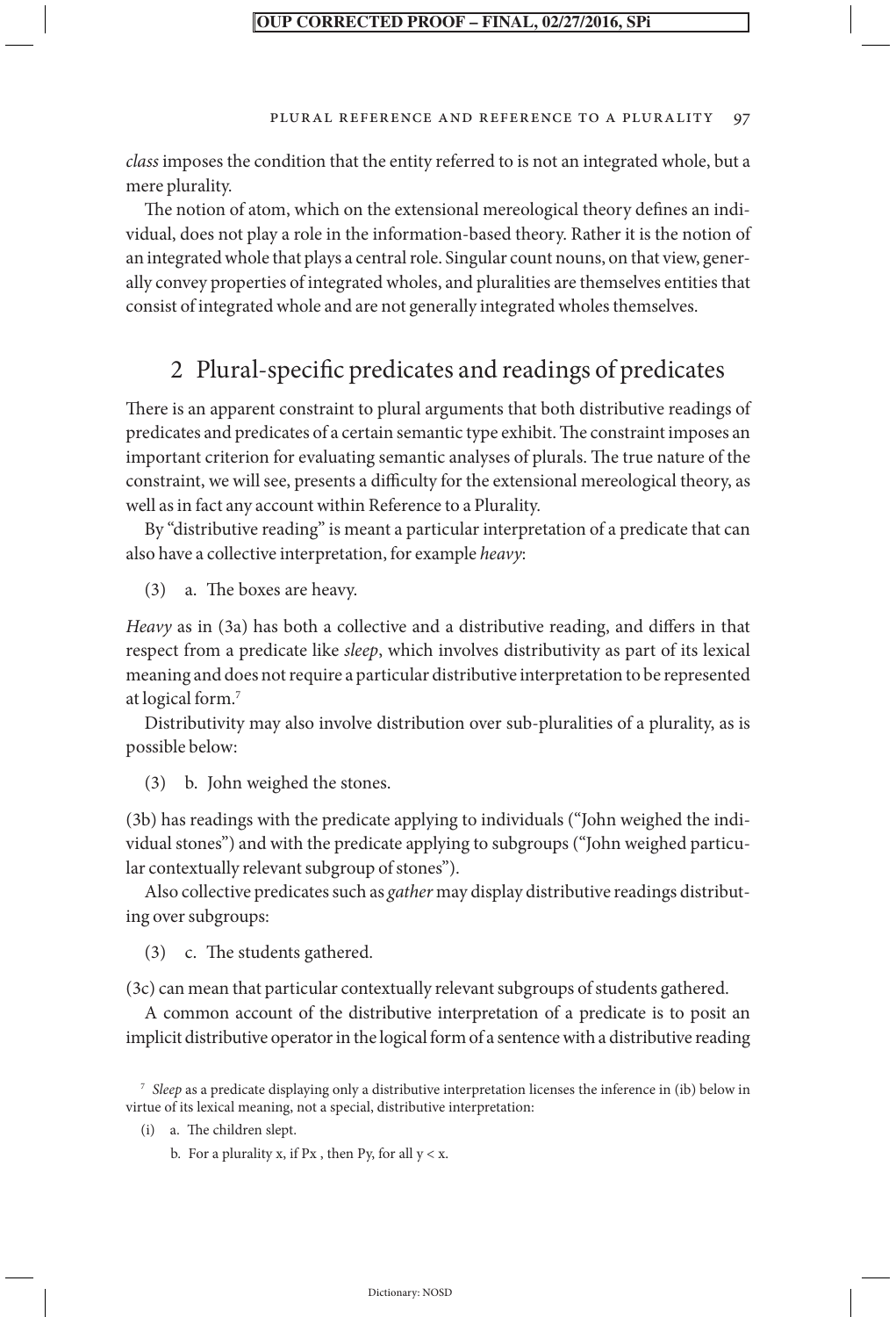*class* imposes the condition that the entity referred to is not an integrated whole, but a mere plurality.

The notion of atom, which on the extensional mereological theory defines an individual, does not play a role in the information-based theory. Rather it is the notion of an integrated whole that plays a central role. Singular count nouns, on that view, generally convey properties of integrated wholes, and pluralities are themselves entities that consist of integrated whole and are not generally integrated wholes themselves.

## 2 Plural-specific predicates and readings of predicates

There is an apparent constraint to plural arguments that both distributive readings of predicates and predicates of a certain semantic type exhibit. The constraint imposes an important criterion for evaluating semantic analyses of plurals. The true nature of the constraint, we will see, presents a difficulty for the extensional mereological theory, as well as in fact any account within Reference to a Plurality.

By "distributive reading" is meant a particular interpretation of a predicate that can also have a collective interpretation, for example *heavy*:

(3) a. The boxes are heavy.

*Heavy* as in (3a) has both a collective and a distributive reading, and differs in that respect from a predicate like *sleep*, which involves distributivity as part of its lexical meaning and does not require a particular distributive interpretation to be represented at logical form.[7]

Distributivity may also involve distribution over sub-pluralities of a plurality, as is possible below:

(3) b. John weighed the stones.

(3b) has readings with the predicate applying to individuals ("John weighed the individual stones") and with the predicate applying to subgroups ("John weighed particular contextually relevant subgroup of stones").

Also collective predicates such as *gather* may display distributive readings distributing over subgroups:

(3) c. The students gathered.

(3c) can mean that particular contextually relevant subgroups of students gathered.

A common account of the distributive interpretation of a predicate is to posit an implicit distributive operator in the logical form of a sentence with a distributive reading

[7] *Sleep* as a predicate displaying only a distributive interpretation licenses the inference in (ib) below in virtue of its lexical meaning, not a special, distributive interpretation:

(i) a. The children slept.

b. For a plurality x, if Px , then Py, for all $y < x$.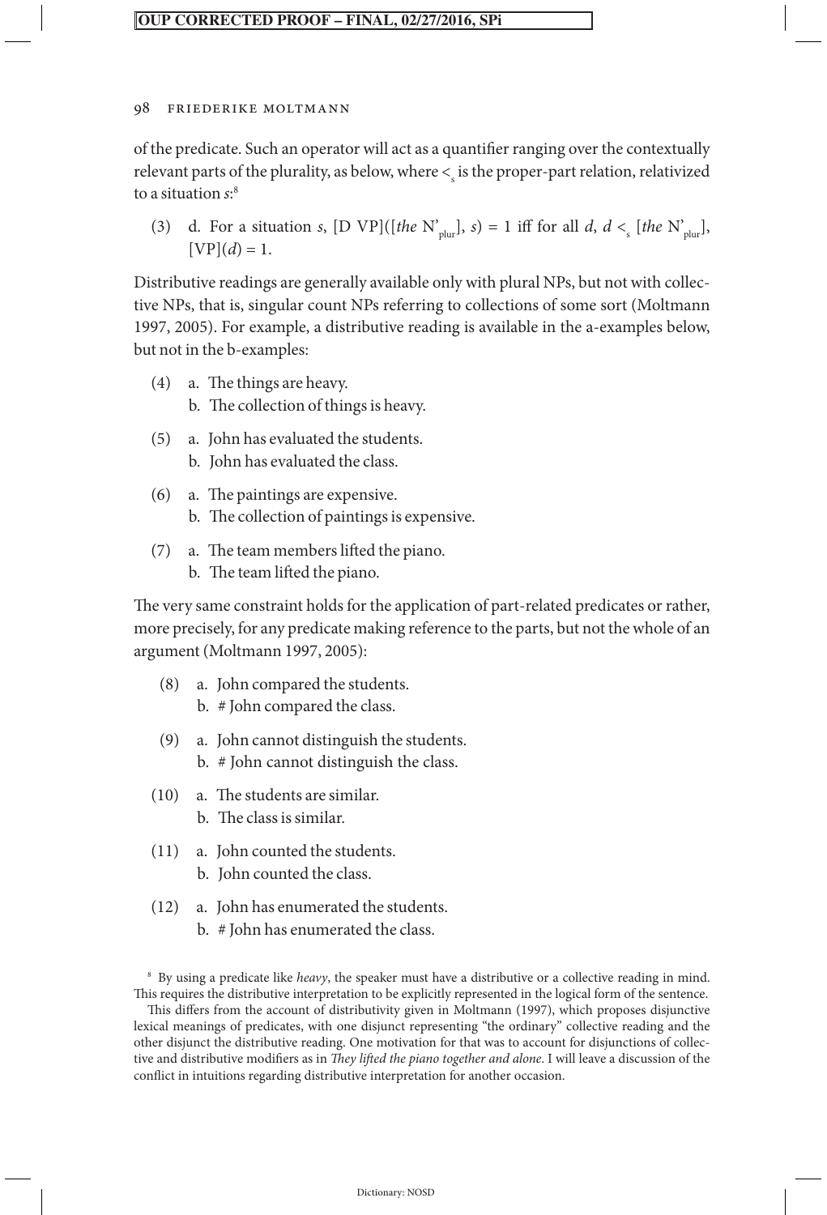of the predicate. Such an operator will act as a quantifier ranging over the contextually relevant parts of the plurality, as below, where $<_s$ is the proper-part relation, relativized to a situation *s*:[8]

(3) d. For a situation *s*, [D VP]([*the* $N'_{plur}$], *s*) = 1 iff for all *d*, $d <_s$ [*the* $N'_{plur}$], [VP](*d*) = 1.

Distributive readings are generally available only with plural NPs, but not with collective NPs, that is, singular count NPs referring to collections of some sort (Moltmann 1997, 2005). For example, a distributive reading is available in the a-examples below, but not in the b-examples:

(4) a. The things are heavy.
    b. The collection of things is heavy.

(5) a. John has evaluated the students.
    b. John has evaluated the class.

(6) a. The paintings are expensive.
    b. The collection of paintings is expensive.

(7) a. The team members lifted the piano.
    b. The team lifted the piano.

The very same constraint holds for the application of part-related predicates or rather, more precisely, for any predicate making reference to the parts, but not the whole of an argument (Moltmann 1997, 2005):

(8) a. John compared the students.
    b. # John compared the class.

(9) a. John cannot distinguish the students.
    b. # John cannot distinguish the class.

(10) a. The students are similar.
     b. The class is similar.

(11) a. John counted the students.
     b. John counted the class.

(12) a. John has enumerated the students.
     b. # John has enumerated the class.

[8] By using a predicate like *heavy*, the speaker must have a distributive or a collective reading in mind. This requires the distributive interpretation to be explicitly represented in the logical form of the sentence.

This differs from the account of distributivity given in Moltmann (1997), which proposes disjunctive lexical meanings of predicates, with one disjunct representing "the ordinary" collective reading and the other disjunct the distributive reading. One motivation for that was to account for disjunctions of collective and distributive modifiers as in *They lifted the piano together and alone*. I will leave a discussion of the conflict in intuitions regarding distributive interpretation for another occasion.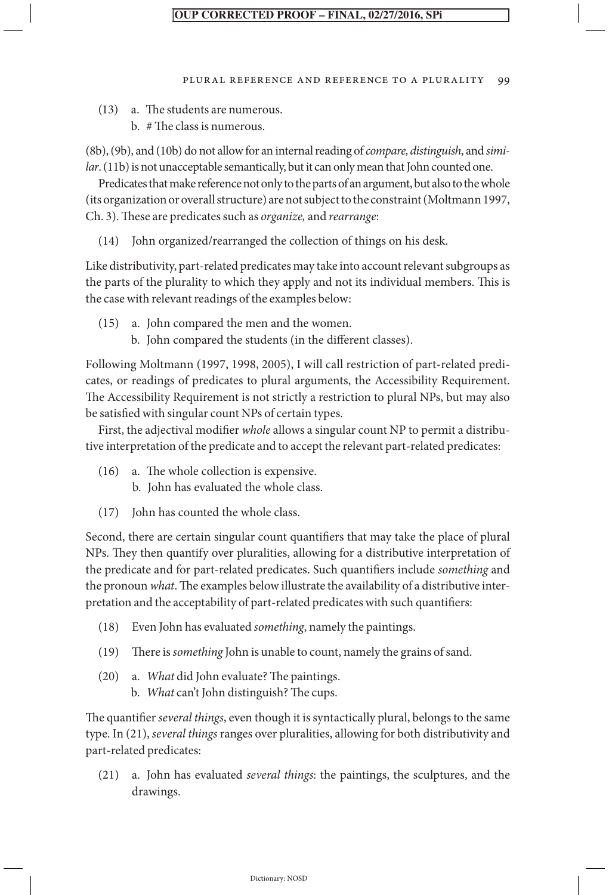(13) a. The students are numerous.
 b. # The class is numerous.

(8b), (9b), and (10b) do not allow for an internal reading of *compare, distinguish*, and *similar*. (11b) is not unacceptable semantically, but it can only mean that John counted one.

Predicates that make reference not only to the parts of an argument, but also to the whole (its organization or overall structure) are not subject to the constraint (Moltmann 1997, Ch. 3). These are predicates such as *organize,* and *rearrange*:

(14) John organized/rearranged the collection of things on his desk.

Like distributivity, part-related predicates may take into account relevant subgroups as the parts of the plurality to which they apply and not its individual members. This is the case with relevant readings of the examples below:

(15) a. John compared the men and the women.
 b. John compared the students (in the different classes).

Following Moltmann (1997, 1998, 2005), I will call restriction of part-related predicates, or readings of predicates to plural arguments, the Accessibility Requirement. The Accessibility Requirement is not strictly a restriction to plural NPs, but may also be satisfied with singular count NPs of certain types.

First, the adjectival modifier *whole* allows a singular count NP to permit a distributive interpretation of the predicate and to accept the relevant part-related predicates:

(16) a. The whole collection is expensive.
 b. John has evaluated the whole class.

(17) John has counted the whole class.

Second, there are certain singular count quantifiers that may take the place of plural NPs. They then quantify over pluralities, allowing for a distributive interpretation of the predicate and for part-related predicates. Such quantifiers include *something* and the pronoun *what*. The examples below illustrate the availability of a distributive interpretation and the acceptability of part-related predicates with such quantifiers:

(18) Even John has evaluated *something*, namely the paintings.

(19) There is *something* John is unable to count, namely the grains of sand.

(20) a. *What* did John evaluate? The paintings.
 b. *What* can't John distinguish? The cups.

The quantifier *several things*, even though it is syntactically plural, belongs to the same type. In (21), *several things* ranges over pluralities, allowing for both distributivity and part-related predicates:

(21) a. John has evaluated *several things*: the paintings, the sculptures, and the drawings.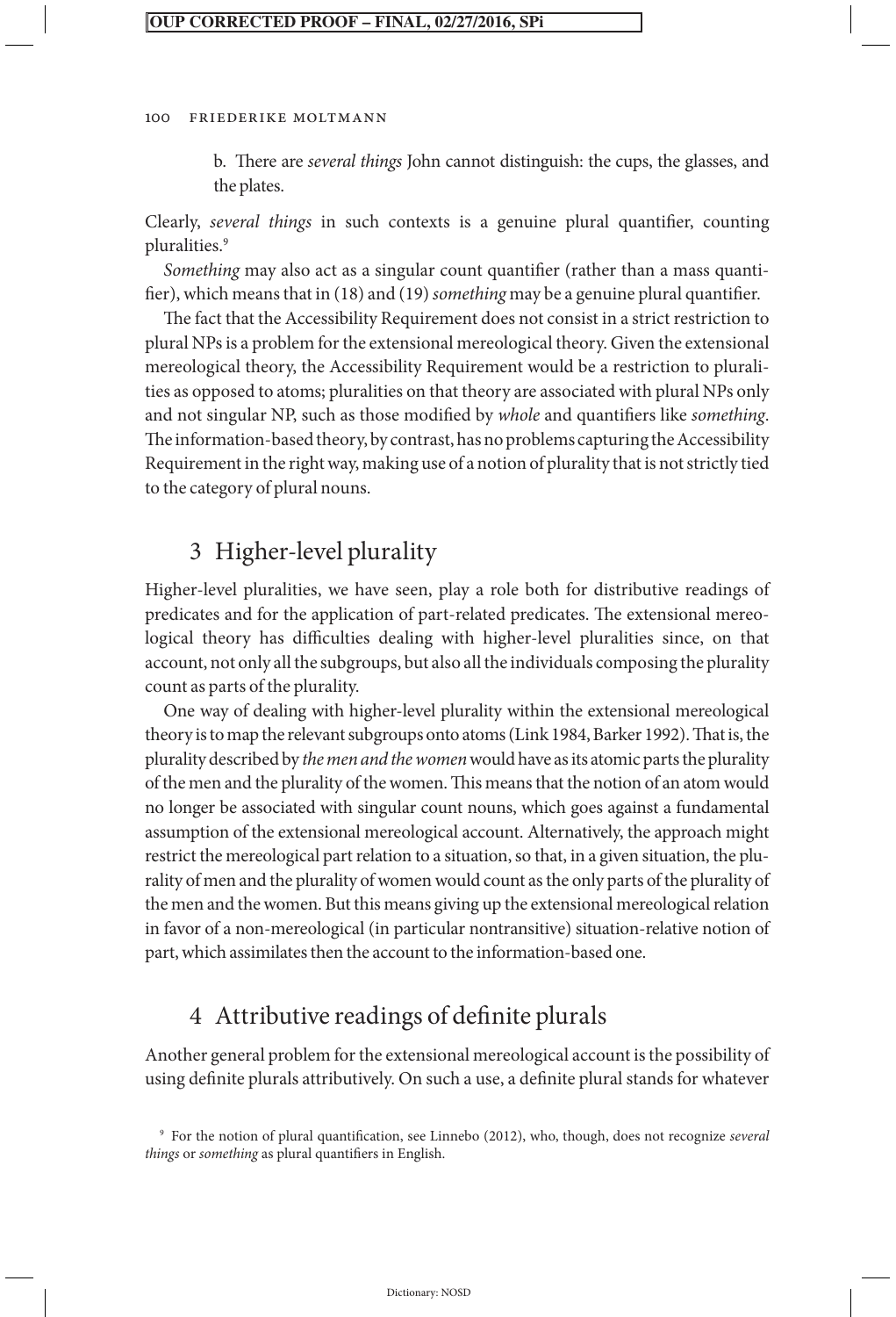b. There are *several things* John cannot distinguish: the cups, the glasses, and the plates.

Clearly, *several things* in such contexts is a genuine plural quantifier, counting pluralities.[9]

*Something* may also act as a singular count quantifier (rather than a mass quantifier), which means that in (18) and (19) *something* may be a genuine plural quantifier.

The fact that the Accessibility Requirement does not consist in a strict restriction to plural NPs is a problem for the extensional mereological theory. Given the extensional mereological theory, the Accessibility Requirement would be a restriction to pluralities as opposed to atoms; pluralities on that theory are associated with plural NPs only and not singular NP, such as those modified by *whole* and quantifiers like *something*. The information-based theory, by contrast, has no problems capturing the Accessibility Requirement in the right way, making use of a notion of plurality that is not strictly tied to the category of plural nouns.

## 3 Higher-level plurality

Higher-level pluralities, we have seen, play a role both for distributive readings of predicates and for the application of part-related predicates. The extensional mereological theory has difficulties dealing with higher-level pluralities since, on that account, not only all the subgroups, but also all the individuals composing the plurality count as parts of the plurality.

One way of dealing with higher-level plurality within the extensional mereological theory is to map the relevant subgroups onto atoms (Link 1984, Barker 1992). That is, the plurality described by *the men and the women* would have as its atomic parts the plurality of the men and the plurality of the women. This means that the notion of an atom would no longer be associated with singular count nouns, which goes against a fundamental assumption of the extensional mereological account. Alternatively, the approach might restrict the mereological part relation to a situation, so that, in a given situation, the plurality of men and the plurality of women would count as the only parts of the plurality of the men and the women. But this means giving up the extensional mereological relation in favor of a non-mereological (in particular nontransitive) situation-relative notion of part, which assimilates then the account to the information-based one.

## 4 Attributive readings of definite plurals

Another general problem for the extensional mereological account is the possibility of using definite plurals attributively. On such a use, a definite plural stands for whatever

[9] For the notion of plural quantification, see Linnebo (2012), who, though, does not recognize *several things* or *something* as plural quantifiers in English.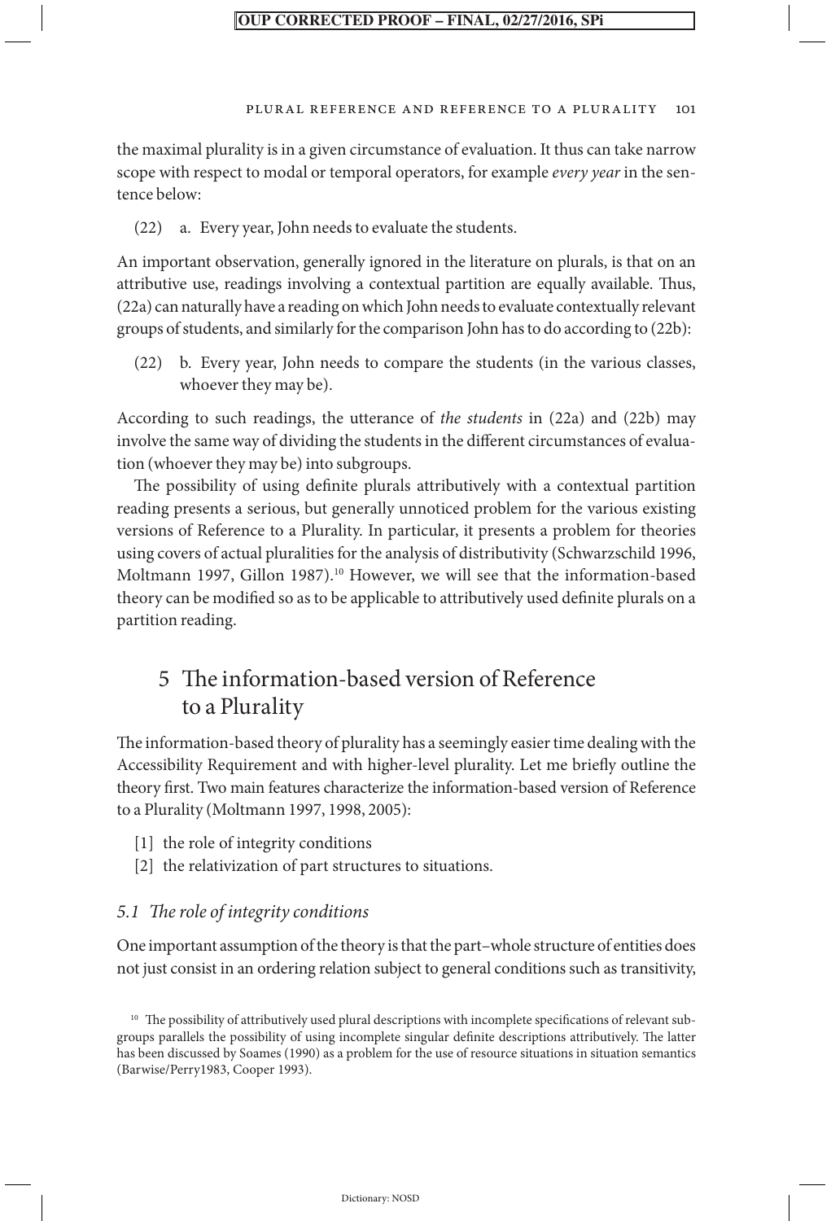the maximal plurality is in a given circumstance of evaluation. It thus can take narrow scope with respect to modal or temporal operators, for example *every year* in the sentence below:

(22) a. Every year, John needs to evaluate the students.

An important observation, generally ignored in the literature on plurals, is that on an attributive use, readings involving a contextual partition are equally available. Thus, (22a) can naturally have a reading on which John needs to evaluate contextually relevant groups of students, and similarly for the comparison John has to do according to (22b):

(22) b. Every year, John needs to compare the students (in the various classes, whoever they may be).

According to such readings, the utterance of *the students* in (22a) and (22b) may involve the same way of dividing the students in the different circumstances of evaluation (whoever they may be) into subgroups.

The possibility of using definite plurals attributively with a contextual partition reading presents a serious, but generally unnoticed problem for the various existing versions of Reference to a Plurality. In particular, it presents a problem for theories using covers of actual pluralities for the analysis of distributivity (Schwarzschild 1996, Moltmann 1997, Gillon 1987).[10] However, we will see that the information-based theory can be modified so as to be applicable to attributively used definite plurals on a partition reading.

## 5 The information-based version of Reference to a Plurality

The information-based theory of plurality has a seemingly easier time dealing with the Accessibility Requirement and with higher-level plurality. Let me briefly outline the theory first. Two main features characterize the information-based version of Reference to a Plurality (Moltmann 1997, 1998, 2005):

[1] the role of integrity conditions
[2] the relativization of part structures to situations.

### *5.1 The role of integrity conditions*

One important assumption of the theory is that the part–whole structure of entities does not just consist in an ordering relation subject to general conditions such as transitivity,

[10] The possibility of attributively used plural descriptions with incomplete specifications of relevant subgroups parallels the possibility of using incomplete singular definite descriptions attributively. The latter has been discussed by Soames (1990) as a problem for the use of resource situations in situation semantics (Barwise/Perry1983, Cooper 1993).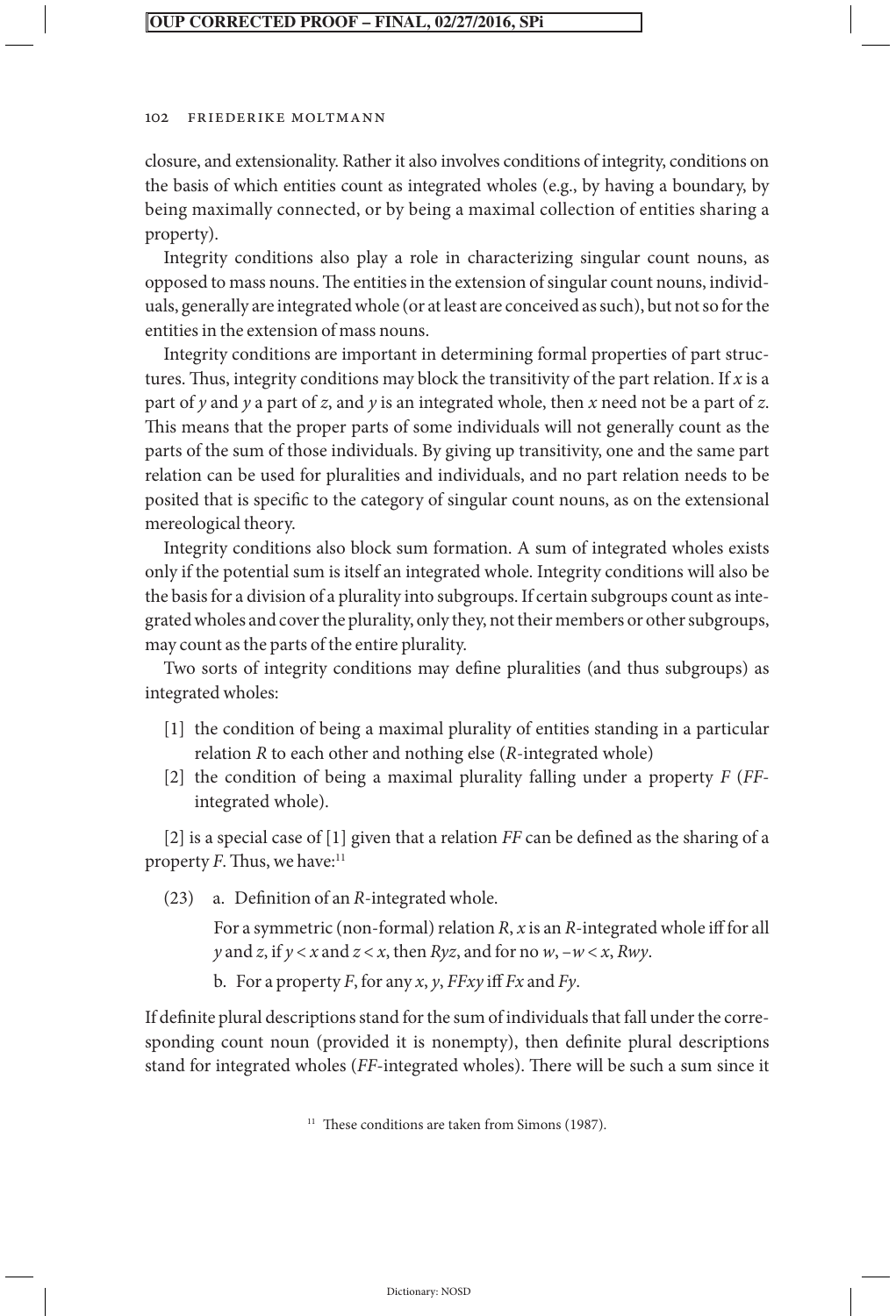closure, and extensionality. Rather it also involves conditions of integrity, conditions on the basis of which entities count as integrated wholes (e.g., by having a boundary, by being maximally connected, or by being a maximal collection of entities sharing a property).

Integrity conditions also play a role in characterizing singular count nouns, as opposed to mass nouns. The entities in the extension of singular count nouns, individuals, generally are integrated whole (or at least are conceived as such), but not so for the entities in the extension of mass nouns.

Integrity conditions are important in determining formal properties of part structures. Thus, integrity conditions may block the transitivity of the part relation. If $x$ is a part of $y$ and $y$ a part of $z$, and $y$ is an integrated whole, then $x$ need not be a part of $z$. This means that the proper parts of some individuals will not generally count as the parts of the sum of those individuals. By giving up transitivity, one and the same part relation can be used for pluralities and individuals, and no part relation needs to be posited that is specific to the category of singular count nouns, as on the extensional mereological theory.

Integrity conditions also block sum formation. A sum of integrated wholes exists only if the potential sum is itself an integrated whole. Integrity conditions will also be the basis for a division of a plurality into subgroups. If certain subgroups count as integrated wholes and cover the plurality, only they, not their members or other subgroups, may count as the parts of the entire plurality.

Two sorts of integrity conditions may define pluralities (and thus subgroups) as integrated wholes:

[1] the condition of being a maximal plurality of entities standing in a particular relation $R$ to each other and nothing else ($R$-integrated whole)

[2] the condition of being a maximal plurality falling under a property $F$ ($FF$-integrated whole).

[2] is a special case of [1] given that a relation $FF$ can be defined as the sharing of a property $F$. Thus, we have:[11]

(23) a. Definition of an $R$-integrated whole.

For a symmetric (non-formal) relation $R$, $x$ is an $R$-integrated whole iff for all $y$ and $z$, if $y < x$ and $z < x$, then $Ryz$, and for no $w$, $-w < x$, $Rwy$.

b. For a property $F$, for any $x$, $y$, $FFxy$ iff $Fx$ and $Fy$.

If definite plural descriptions stand for the sum of individuals that fall under the corresponding count noun (provided it is nonempty), then definite plural descriptions stand for integrated wholes ($FF$-integrated wholes). There will be such a sum since it

[11] These conditions are taken from Simons (1987).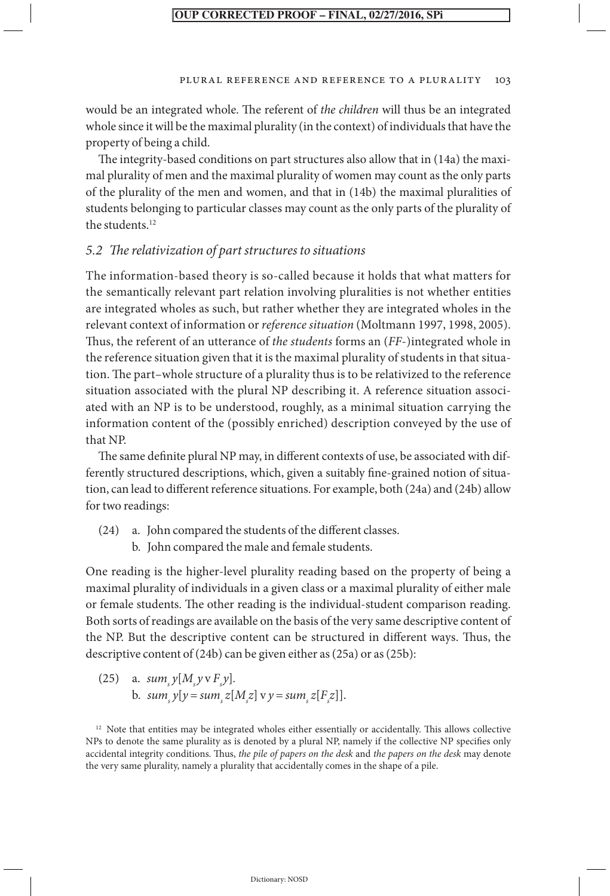would be an integrated whole. The referent of *the children* will thus be an integrated whole since it will be the maximal plurality (in the context) of individuals that have the property of being a child.

The integrity-based conditions on part structures also allow that in (14a) the maximal plurality of men and the maximal plurality of women may count as the only parts of the plurality of the men and women, and that in (14b) the maximal pluralities of students belonging to particular classes may count as the only parts of the plurality of the students.[12]

### *5.2 The relativization of part structures to situations*

The information-based theory is so-called because it holds that what matters for the semantically relevant part relation involving pluralities is not whether entities are integrated wholes as such, but rather whether they are integrated wholes in the relevant context of information or *reference situation* (Moltmann 1997, 1998, 2005). Thus, the referent of an utterance of *the students* forms an (*FF*-)integrated whole in the reference situation given that it is the maximal plurality of students in that situation. The part–whole structure of a plurality thus is to be relativized to the reference situation associated with the plural NP describing it. A reference situation associated with an NP is to be understood, roughly, as a minimal situation carrying the information content of the (possibly enriched) description conveyed by the use of that NP.

The same definite plural NP may, in different contexts of use, be associated with differently structured descriptions, which, given a suitably fine-grained notion of situation, can lead to different reference situations. For example, both (24a) and (24b) allow for two readings:

(24) a. John compared the students of the different classes.
b. John compared the male and female students.

One reading is the higher-level plurality reading based on the property of being a maximal plurality of individuals in a given class or a maximal plurality of either male or female students. The other reading is the individual-student comparison reading. Both sorts of readings are available on the basis of the very same descriptive content of the NP. But the descriptive content can be structured in different ways. Thus, the descriptive content of (24b) can be given either as (25a) or as (25b):

(25) a. $sum_s\, y[M_s y \vee F_s y]$.
b. $sum_s\, y[y = sum_s\, z[M_s z] \vee y = sum_s\, z[F_s z]]$.

[12] Note that entities may be integrated wholes either essentially or accidentally. This allows collective NPs to denote the same plurality as is denoted by a plural NP, namely if the collective NP specifies only accidental integrity conditions. Thus, *the pile of papers on the desk* and *the papers on the desk* may denote the very same plurality, namely a plurality that accidentally comes in the shape of a pile.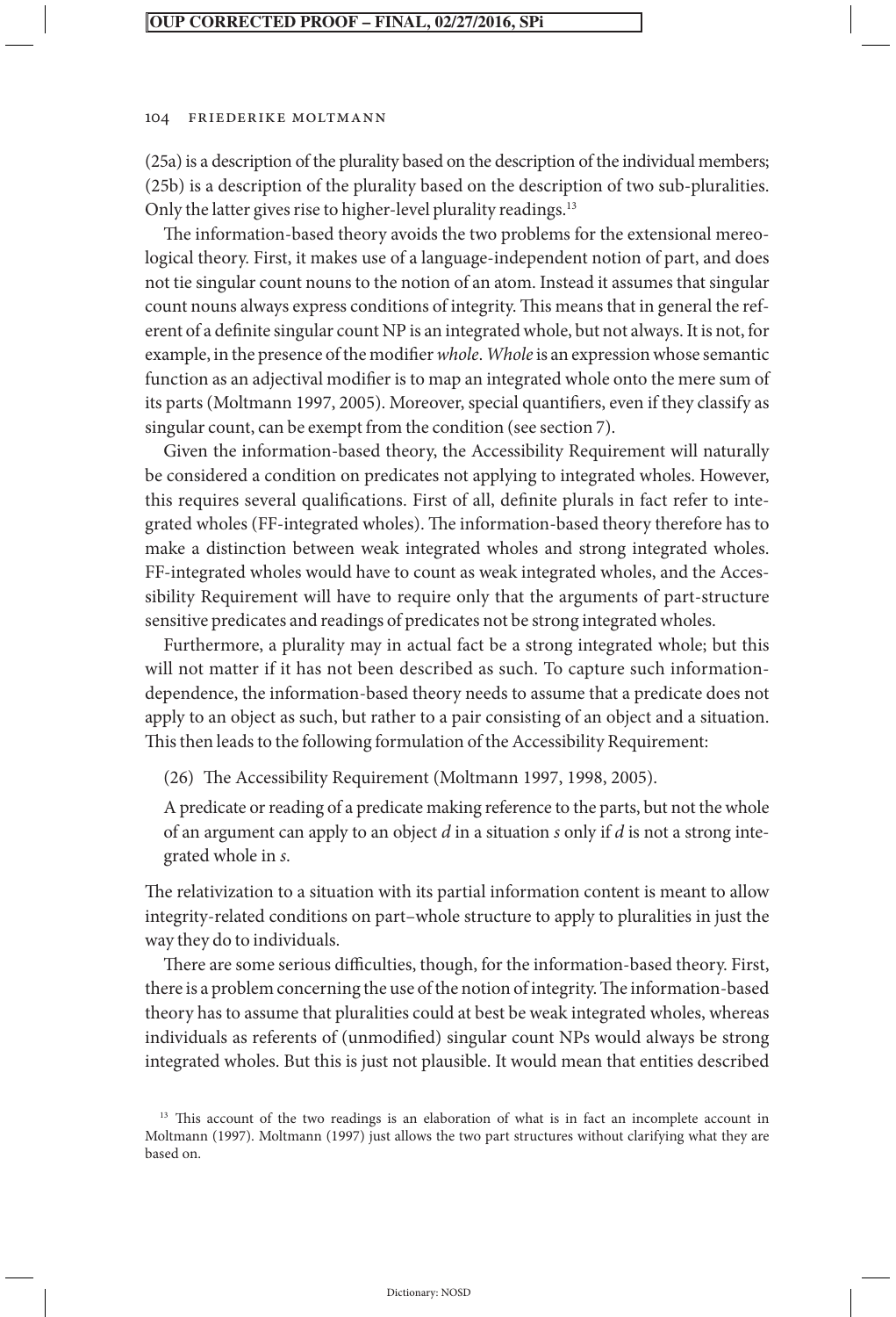(25a) is a description of the plurality based on the description of the individual members; (25b) is a description of the plurality based on the description of two sub-pluralities. Only the latter gives rise to higher-level plurality readings.[13]

The information-based theory avoids the two problems for the extensional mereological theory. First, it makes use of a language-independent notion of part, and does not tie singular count nouns to the notion of an atom. Instead it assumes that singular count nouns always express conditions of integrity. This means that in general the referent of a definite singular count NP is an integrated whole, but not always. It is not, for example, in the presence of the modifier *whole*. *Whole* is an expression whose semantic function as an adjectival modifier is to map an integrated whole onto the mere sum of its parts (Moltmann 1997, 2005). Moreover, special quantifiers, even if they classify as singular count, can be exempt from the condition (see section 7).

Given the information-based theory, the Accessibility Requirement will naturally be considered a condition on predicates not applying to integrated wholes. However, this requires several qualifications. First of all, definite plurals in fact refer to integrated wholes (FF-integrated wholes). The information-based theory therefore has to make a distinction between weak integrated wholes and strong integrated wholes. FF-integrated wholes would have to count as weak integrated wholes, and the Accessibility Requirement will have to require only that the arguments of part-structure sensitive predicates and readings of predicates not be strong integrated wholes.

Furthermore, a plurality may in actual fact be a strong integrated whole; but this will not matter if it has not been described as such. To capture such information-dependence, the information-based theory needs to assume that a predicate does not apply to an object as such, but rather to a pair consisting of an object and a situation. This then leads to the following formulation of the Accessibility Requirement:

(26) The Accessibility Requirement (Moltmann 1997, 1998, 2005).

A predicate or reading of a predicate making reference to the parts, but not the whole of an argument can apply to an object *d* in a situation *s* only if *d* is not a strong integrated whole in *s*.

The relativization to a situation with its partial information content is meant to allow integrity-related conditions on part–whole structure to apply to pluralities in just the way they do to individuals.

There are some serious difficulties, though, for the information-based theory. First, there is a problem concerning the use of the notion of integrity. The information-based theory has to assume that pluralities could at best be weak integrated wholes, whereas individuals as referents of (unmodified) singular count NPs would always be strong integrated wholes. But this is just not plausible. It would mean that entities described

[13] This account of the two readings is an elaboration of what is in fact an incomplete account in Moltmann (1997). Moltmann (1997) just allows the two part structures without clarifying what they are based on.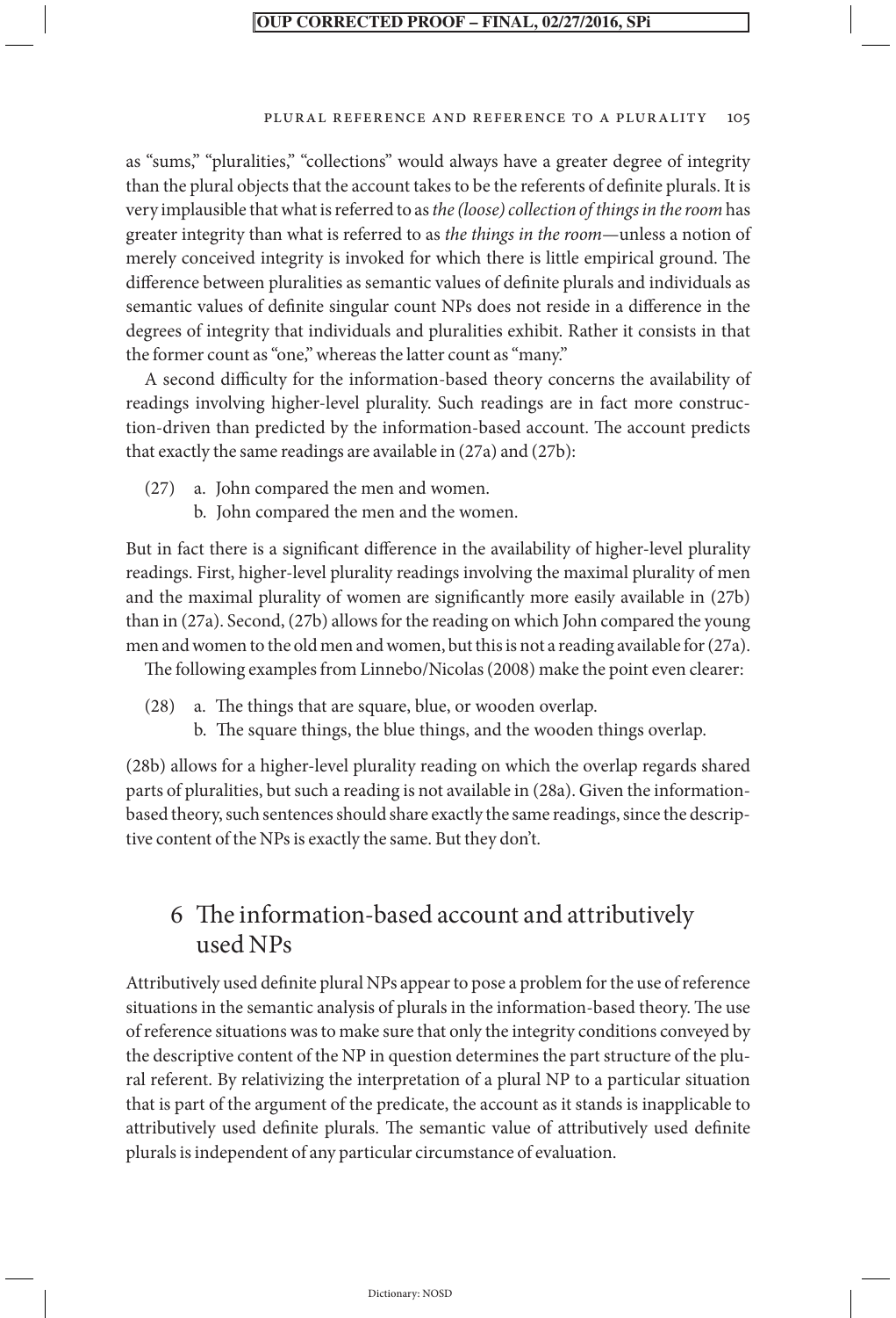as "sums," "pluralities," "collections" would always have a greater degree of integrity than the plural objects that the account takes to be the referents of definite plurals. It is very implausible that what is referred to as *the (loose) collection of things in the room* has greater integrity than what is referred to as *the things in the room*—unless a notion of merely conceived integrity is invoked for which there is little empirical ground. The difference between pluralities as semantic values of definite plurals and individuals as semantic values of definite singular count NPs does not reside in a difference in the degrees of integrity that individuals and pluralities exhibit. Rather it consists in that the former count as "one," whereas the latter count as "many."

A second difficulty for the information-based theory concerns the availability of readings involving higher-level plurality. Such readings are in fact more construction-driven than predicted by the information-based account. The account predicts that exactly the same readings are available in (27a) and (27b):

(27) a. John compared the men and women.
  b. John compared the men and the women.

But in fact there is a significant difference in the availability of higher-level plurality readings. First, higher-level plurality readings involving the maximal plurality of men and the maximal plurality of women are significantly more easily available in (27b) than in (27a). Second, (27b) allows for the reading on which John compared the young men and women to the old men and women, but this is not a reading available for (27a).

The following examples from Linnebo/Nicolas (2008) make the point even clearer:

(28) a. The things that are square, blue, or wooden overlap.
  b. The square things, the blue things, and the wooden things overlap.

(28b) allows for a higher-level plurality reading on which the overlap regards shared parts of pluralities, but such a reading is not available in (28a). Given the information-based theory, such sentences should share exactly the same readings, since the descriptive content of the NPs is exactly the same. But they don't.

## 6 The information-based account and attributively used NPs

Attributively used definite plural NPs appear to pose a problem for the use of reference situations in the semantic analysis of plurals in the information-based theory. The use of reference situations was to make sure that only the integrity conditions conveyed by the descriptive content of the NP in question determines the part structure of the plural referent. By relativizing the interpretation of a plural NP to a particular situation that is part of the argument of the predicate, the account as it stands is inapplicable to attributively used definite plurals. The semantic value of attributively used definite plurals is independent of any particular circumstance of evaluation.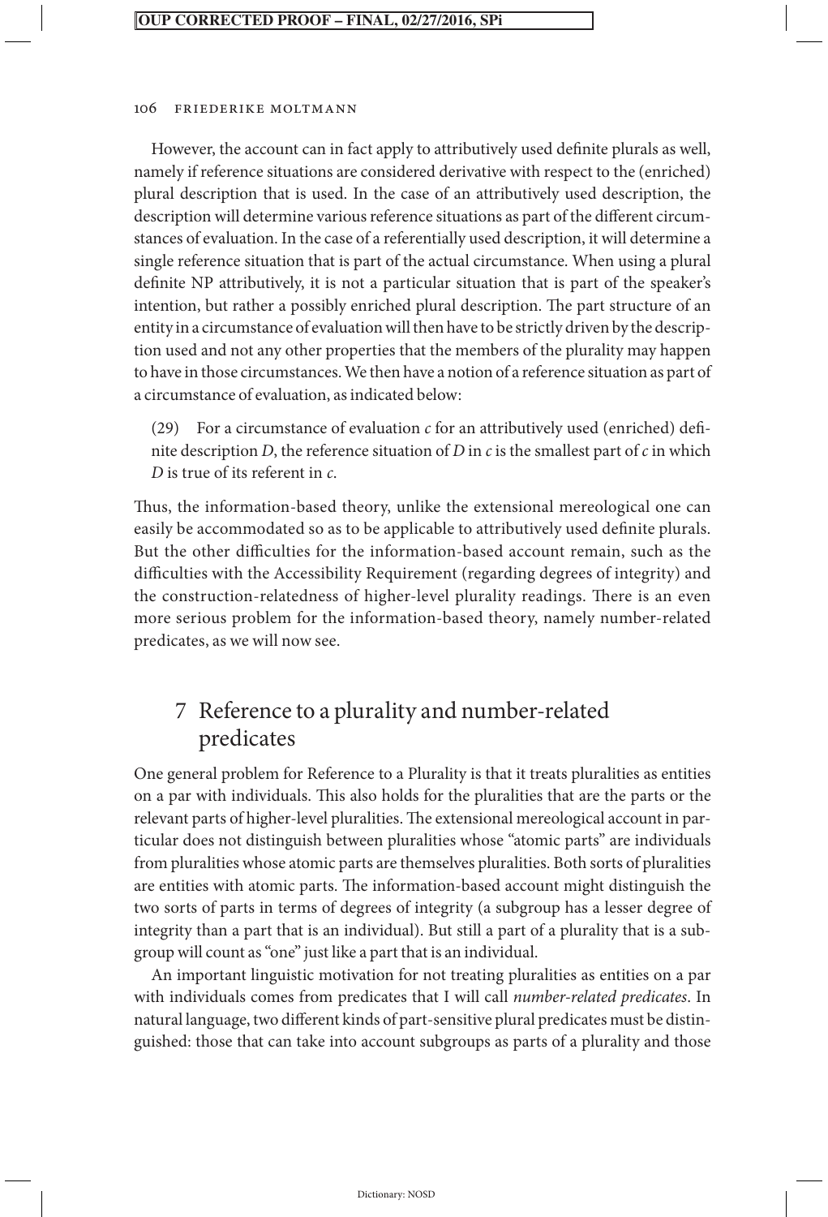However, the account can in fact apply to attributively used definite plurals as well, namely if reference situations are considered derivative with respect to the (enriched) plural description that is used. In the case of an attributively used description, the description will determine various reference situations as part of the different circumstances of evaluation. In the case of a referentially used description, it will determine a single reference situation that is part of the actual circumstance. When using a plural definite NP attributively, it is not a particular situation that is part of the speaker's intention, but rather a possibly enriched plural description. The part structure of an entity in a circumstance of evaluation will then have to be strictly driven by the description used and not any other properties that the members of the plurality may happen to have in those circumstances. We then have a notion of a reference situation as part of a circumstance of evaluation, as indicated below:

(29) For a circumstance of evaluation *c* for an attributively used (enriched) definite description *D*, the reference situation of *D* in *c* is the smallest part of *c* in which *D* is true of its referent in *c*.

Thus, the information-based theory, unlike the extensional mereological one can easily be accommodated so as to be applicable to attributively used definite plurals. But the other difficulties for the information-based account remain, such as the difficulties with the Accessibility Requirement (regarding degrees of integrity) and the construction-relatedness of higher-level plurality readings. There is an even more serious problem for the information-based theory, namely number-related predicates, as we will now see.

## 7 Reference to a plurality and number-related predicates

One general problem for Reference to a Plurality is that it treats pluralities as entities on a par with individuals. This also holds for the pluralities that are the parts or the relevant parts of higher-level pluralities. The extensional mereological account in particular does not distinguish between pluralities whose "atomic parts" are individuals from pluralities whose atomic parts are themselves pluralities. Both sorts of pluralities are entities with atomic parts. The information-based account might distinguish the two sorts of parts in terms of degrees of integrity (a subgroup has a lesser degree of integrity than a part that is an individual). But still a part of a plurality that is a subgroup will count as "one" just like a part that is an individual.

An important linguistic motivation for not treating pluralities as entities on a par with individuals comes from predicates that I will call *number-related predicates*. In natural language, two different kinds of part-sensitive plural predicates must be distinguished: those that can take into account subgroups as parts of a plurality and those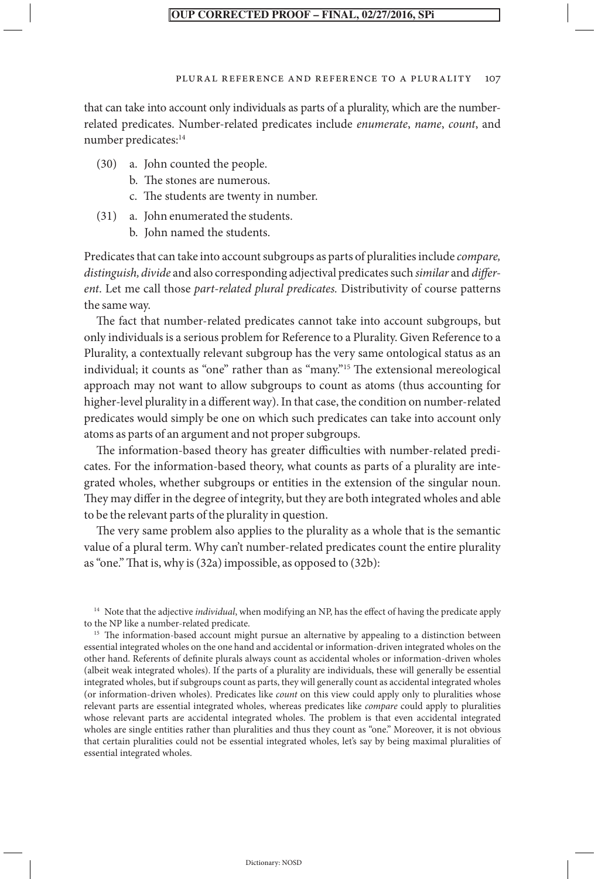that can take into account only individuals as parts of a plurality, which are the number-related predicates. Number-related predicates include *enumerate*, *name*, *count*, and number predicates:[14]

(30) a. John counted the people.
  b. The stones are numerous.
  c. The students are twenty in number.

(31) a. John enumerated the students.
  b. John named the students.

Predicates that can take into account subgroups as parts of pluralities include *compare, distinguish, divide* and also corresponding adjectival predicates such *similar* and *different*. Let me call those *part-related plural predicates.* Distributivity of course patterns the same way.

The fact that number-related predicates cannot take into account subgroups, but only individuals is a serious problem for Reference to a Plurality. Given Reference to a Plurality, a contextually relevant subgroup has the very same ontological status as an individual; it counts as "one" rather than as "many."[15] The extensional mereological approach may not want to allow subgroups to count as atoms (thus accounting for higher-level plurality in a different way). In that case, the condition on number-related predicates would simply be one on which such predicates can take into account only atoms as parts of an argument and not proper subgroups.

The information-based theory has greater difficulties with number-related predicates. For the information-based theory, what counts as parts of a plurality are integrated wholes, whether subgroups or entities in the extension of the singular noun. They may differ in the degree of integrity, but they are both integrated wholes and able to be the relevant parts of the plurality in question.

The very same problem also applies to the plurality as a whole that is the semantic value of a plural term. Why can't number-related predicates count the entire plurality as "one." That is, why is (32a) impossible, as opposed to (32b):

[14] Note that the adjective *individual*, when modifying an NP, has the effect of having the predicate apply to the NP like a number-related predicate.

[15] The information-based account might pursue an alternative by appealing to a distinction between essential integrated wholes on the one hand and accidental or information-driven integrated wholes on the other hand. Referents of definite plurals always count as accidental wholes or information-driven wholes (albeit weak integrated wholes). If the parts of a plurality are individuals, these will generally be essential integrated wholes, but if subgroups count as parts, they will generally count as accidental integrated wholes (or information-driven wholes). Predicates like *count* on this view could apply only to pluralities whose relevant parts are essential integrated wholes, whereas predicates like *compare* could apply to pluralities whose relevant parts are accidental integrated wholes. The problem is that even accidental integrated wholes are single entities rather than pluralities and thus they count as "one." Moreover, it is not obvious that certain pluralities could not be essential integrated wholes, let's say by being maximal pluralities of essential integrated wholes.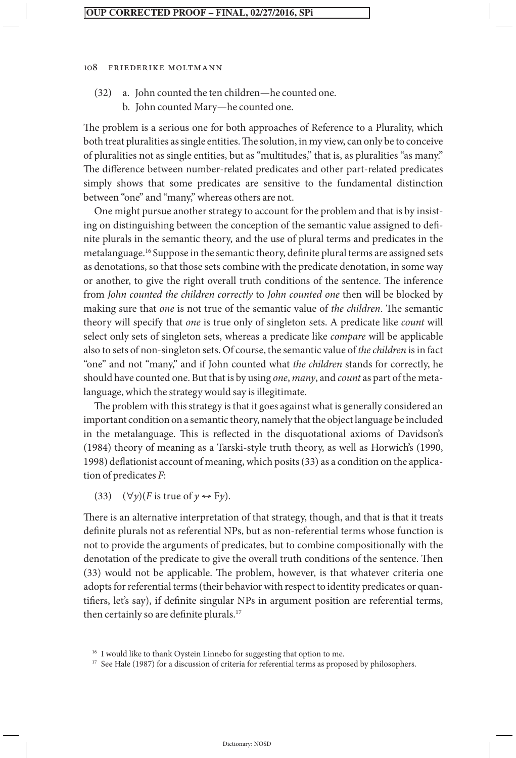(32) a. John counted the ten children—he counted one.
  b. John counted Mary—he counted one.

The problem is a serious one for both approaches of Reference to a Plurality, which both treat pluralities as single entities. The solution, in my view, can only be to conceive of pluralities not as single entities, but as "multitudes," that is, as pluralities "as many." The difference between number-related predicates and other part-related predicates simply shows that some predicates are sensitive to the fundamental distinction between "one" and "many," whereas others are not.

One might pursue another strategy to account for the problem and that is by insisting on distinguishing between the conception of the semantic value assigned to definite plurals in the semantic theory, and the use of plural terms and predicates in the metalanguage.[16] Suppose in the semantic theory, definite plural terms are assigned sets as denotations, so that those sets combine with the predicate denotation, in some way or another, to give the right overall truth conditions of the sentence. The inference from *John counted the children correctly* to *John counted one* then will be blocked by making sure that *one* is not true of the semantic value of *the children*. The semantic theory will specify that *one* is true only of singleton sets. A predicate like *count* will select only sets of singleton sets, whereas a predicate like *compare* will be applicable also to sets of non-singleton sets. Of course, the semantic value of *the children* is in fact "one" and not "many," and if John counted what *the children* stands for correctly, he should have counted one. But that is by using *one*, *many*, and *count* as part of the metalanguage, which the strategy would say is illegitimate.

The problem with this strategy is that it goes against what is generally considered an important condition on a semantic theory, namely that the object language be included in the metalanguage. This is reflected in the disquotational axioms of Davidson's (1984) theory of meaning as a Tarski-style truth theory, as well as Horwich's (1990, 1998) deflationist account of meaning, which posits (33) as a condition on the application of predicates *F*:

(33) $(\forall y)(F \text{ is true of } y \leftrightarrow \mathrm{F}y)$.

There is an alternative interpretation of that strategy, though, and that is that it treats definite plurals not as referential NPs, but as non-referential terms whose function is not to provide the arguments of predicates, but to combine compositionally with the denotation of the predicate to give the overall truth conditions of the sentence. Then (33) would not be applicable. The problem, however, is that whatever criteria one adopts for referential terms (their behavior with respect to identity predicates or quantifiers, let's say), if definite singular NPs in argument position are referential terms, then certainly so are definite plurals.[17]

[16] I would like to thank Oystein Linnebo for suggesting that option to me.

[17] See Hale (1987) for a discussion of criteria for referential terms as proposed by philosophers.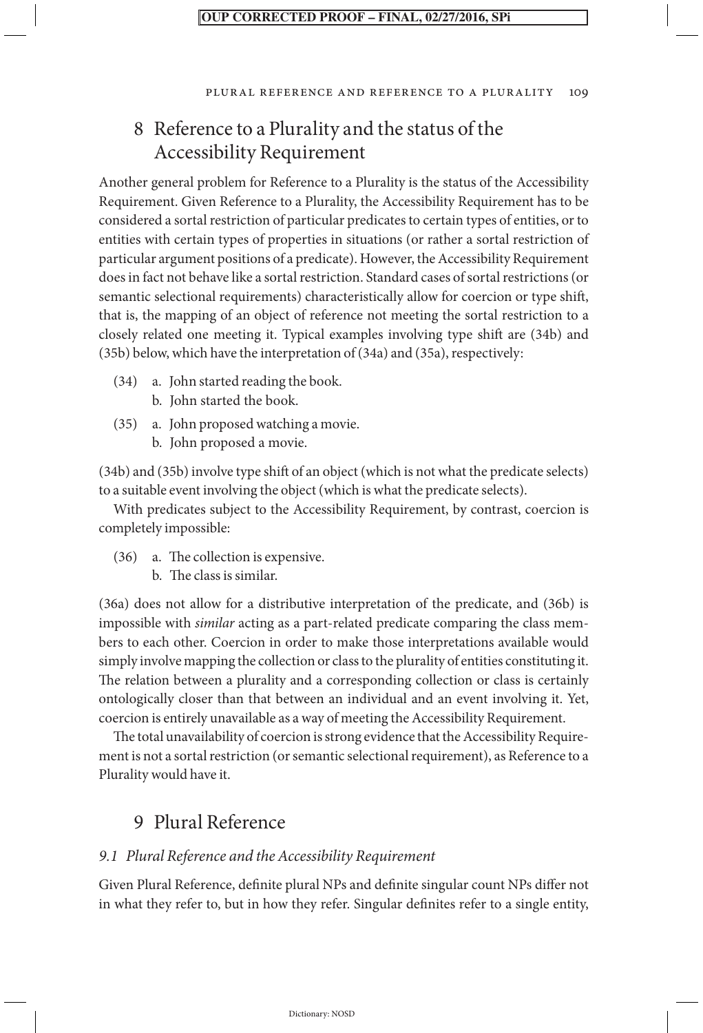## 8 Reference to a Plurality and the status of the Accessibility Requirement

Another general problem for Reference to a Plurality is the status of the Accessibility Requirement. Given Reference to a Plurality, the Accessibility Requirement has to be considered a sortal restriction of particular predicates to certain types of entities, or to entities with certain types of properties in situations (or rather a sortal restriction of particular argument positions of a predicate). However, the Accessibility Requirement does in fact not behave like a sortal restriction. Standard cases of sortal restrictions (or semantic selectional requirements) characteristically allow for coercion or type shift, that is, the mapping of an object of reference not meeting the sortal restriction to a closely related one meeting it. Typical examples involving type shift are (34b) and (35b) below, which have the interpretation of (34a) and (35a), respectively:

(34) a. John started reading the book.
 b. John started the book.

(35) a. John proposed watching a movie.
 b. John proposed a movie.

(34b) and (35b) involve type shift of an object (which is not what the predicate selects) to a suitable event involving the object (which is what the predicate selects).

With predicates subject to the Accessibility Requirement, by contrast, coercion is completely impossible:

(36) a. The collection is expensive.
 b. The class is similar.

(36a) does not allow for a distributive interpretation of the predicate, and (36b) is impossible with *similar* acting as a part-related predicate comparing the class members to each other. Coercion in order to make those interpretations available would simply involve mapping the collection or class to the plurality of entities constituting it. The relation between a plurality and a corresponding collection or class is certainly ontologically closer than that between an individual and an event involving it. Yet, coercion is entirely unavailable as a way of meeting the Accessibility Requirement.

The total unavailability of coercion is strong evidence that the Accessibility Requirement is not a sortal restriction (or semantic selectional requirement), as Reference to a Plurality would have it.

## 9 Plural Reference

### *9.1 Plural Reference and the Accessibility Requirement*

Given Plural Reference, definite plural NPs and definite singular count NPs differ not in what they refer to, but in how they refer. Singular definites refer to a single entity,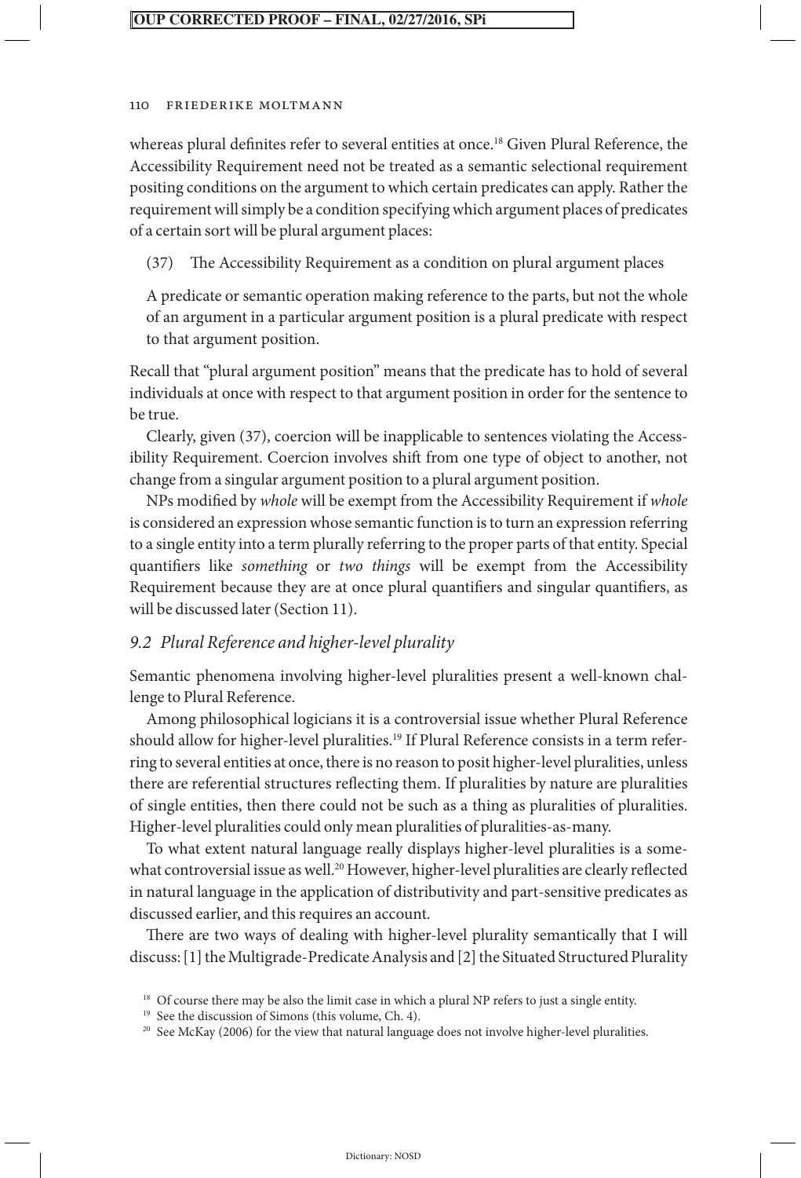whereas plural definites refer to several entities at once.[18] Given Plural Reference, the Accessibility Requirement need not be treated as a semantic selectional requirement positing conditions on the argument to which certain predicates can apply. Rather the requirement will simply be a condition specifying which argument places of predicates of a certain sort will be plural argument places:

(37) The Accessibility Requirement as a condition on plural argument places

A predicate or semantic operation making reference to the parts, but not the whole of an argument in a particular argument position is a plural predicate with respect to that argument position.

Recall that "plural argument position" means that the predicate has to hold of several individuals at once with respect to that argument position in order for the sentence to be true.

Clearly, given (37), coercion will be inapplicable to sentences violating the Accessibility Requirement. Coercion involves shift from one type of object to another, not change from a singular argument position to a plural argument position.

NPs modified by *whole* will be exempt from the Accessibility Requirement if *whole* is considered an expression whose semantic function is to turn an expression referring to a single entity into a term plurally referring to the proper parts of that entity. Special quantifiers like *something* or *two things* will be exempt from the Accessibility Requirement because they are at once plural quantifiers and singular quantifiers, as will be discussed later (Section 11).

### *9.2 Plural Reference and higher-level plurality*

Semantic phenomena involving higher-level pluralities present a well-known challenge to Plural Reference.

Among philosophical logicians it is a controversial issue whether Plural Reference should allow for higher-level pluralities.[19] If Plural Reference consists in a term referring to several entities at once, there is no reason to posit higher-level pluralities, unless there are referential structures reflecting them. If pluralities by nature are pluralities of single entities, then there could not be such as a thing as pluralities of pluralities. Higher-level pluralities could only mean pluralities of pluralities-as-many.

To what extent natural language really displays higher-level pluralities is a somewhat controversial issue as well.[20] However, higher-level pluralities are clearly reflected in natural language in the application of distributivity and part-sensitive predicates as discussed earlier, and this requires an account.

There are two ways of dealing with higher-level plurality semantically that I will discuss: [1] the Multigrade-Predicate Analysis and [2] the Situated Structured Plurality

[18] Of course there may be also the limit case in which a plural NP refers to just a single entity.

[19] See the discussion of Simons (this volume, Ch. 4).

[20] See McKay (2006) for the view that natural language does not involve higher-level pluralities.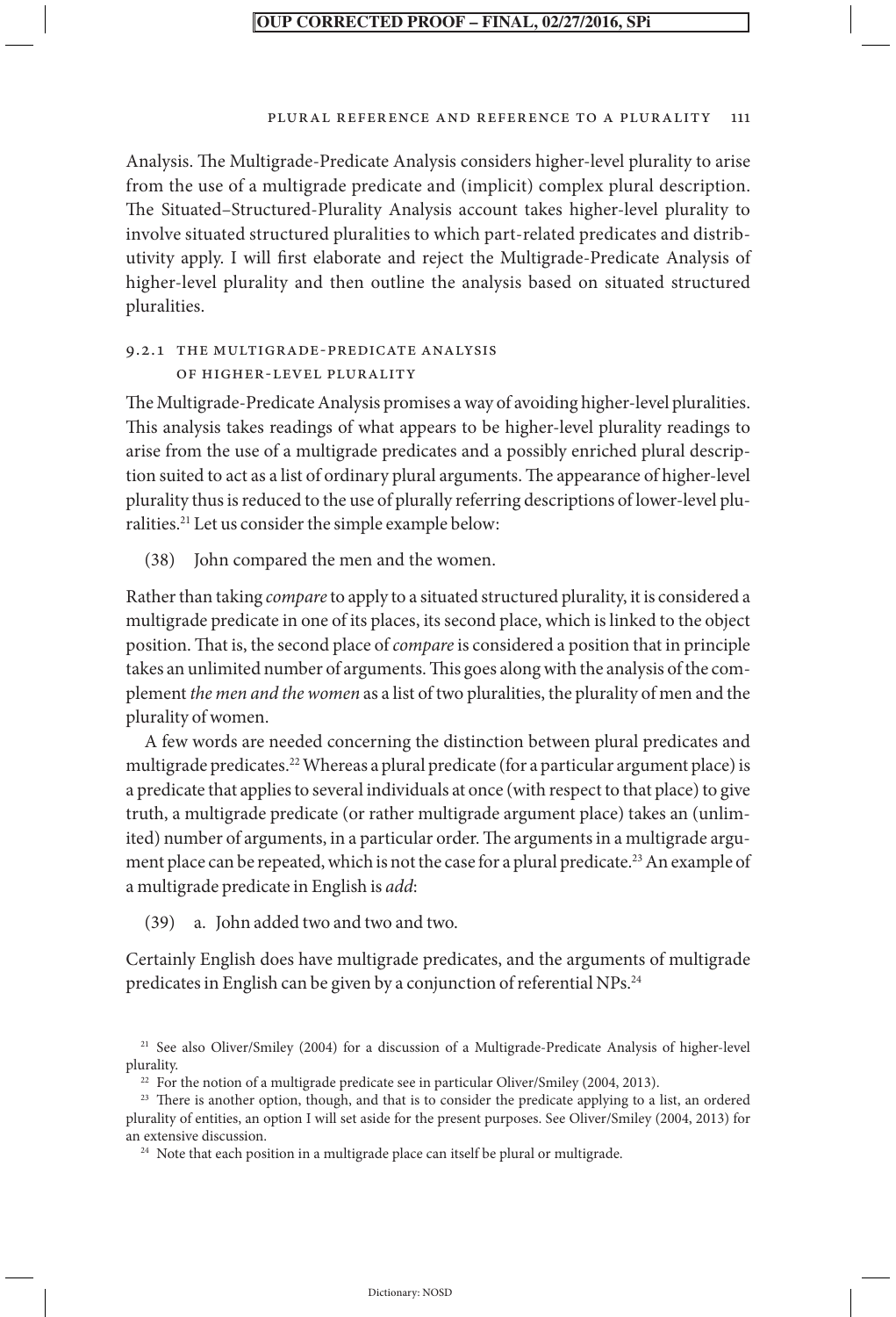Analysis. The Multigrade-Predicate Analysis considers higher-level plurality to arise from the use of a multigrade predicate and (implicit) complex plural description. The Situated–Structured-Plurality Analysis account takes higher-level plurality to involve situated structured pluralities to which part-related predicates and distributivity apply. I will first elaborate and reject the Multigrade-Predicate Analysis of higher-level plurality and then outline the analysis based on situated structured pluralities.

### 9.2.1 The Multigrade-Predicate Analysis of Higher-Level Plurality

The Multigrade-Predicate Analysis promises a way of avoiding higher-level pluralities. This analysis takes readings of what appears to be higher-level plurality readings to arise from the use of a multigrade predicates and a possibly enriched plural description suited to act as a list of ordinary plural arguments. The appearance of higher-level plurality thus is reduced to the use of plurally referring descriptions of lower-level pluralities.[21] Let us consider the simple example below:

(38) John compared the men and the women.

Rather than taking *compare* to apply to a situated structured plurality, it is considered a multigrade predicate in one of its places, its second place, which is linked to the object position. That is, the second place of *compare* is considered a position that in principle takes an unlimited number of arguments. This goes along with the analysis of the complement *the men and the women* as a list of two pluralities, the plurality of men and the plurality of women.

A few words are needed concerning the distinction between plural predicates and multigrade predicates.[22] Whereas a plural predicate (for a particular argument place) is a predicate that applies to several individuals at once (with respect to that place) to give truth, a multigrade predicate (or rather multigrade argument place) takes an (unlimited) number of arguments, in a particular order. The arguments in a multigrade argument place can be repeated, which is not the case for a plural predicate.[23] An example of a multigrade predicate in English is *add*:

(39) a. John added two and two and two.

Certainly English does have multigrade predicates, and the arguments of multigrade predicates in English can be given by a conjunction of referential NPs.[24]

---

[21] See also Oliver/Smiley (2004) for a discussion of a Multigrade-Predicate Analysis of higher-level plurality.

[22] For the notion of a multigrade predicate see in particular Oliver/Smiley (2004, 2013).

[23] There is another option, though, and that is to consider the predicate applying to a list, an ordered plurality of entities, an option I will set aside for the present purposes. See Oliver/Smiley (2004, 2013) for an extensive discussion.

[24] Note that each position in a multigrade place can itself be plural or multigrade.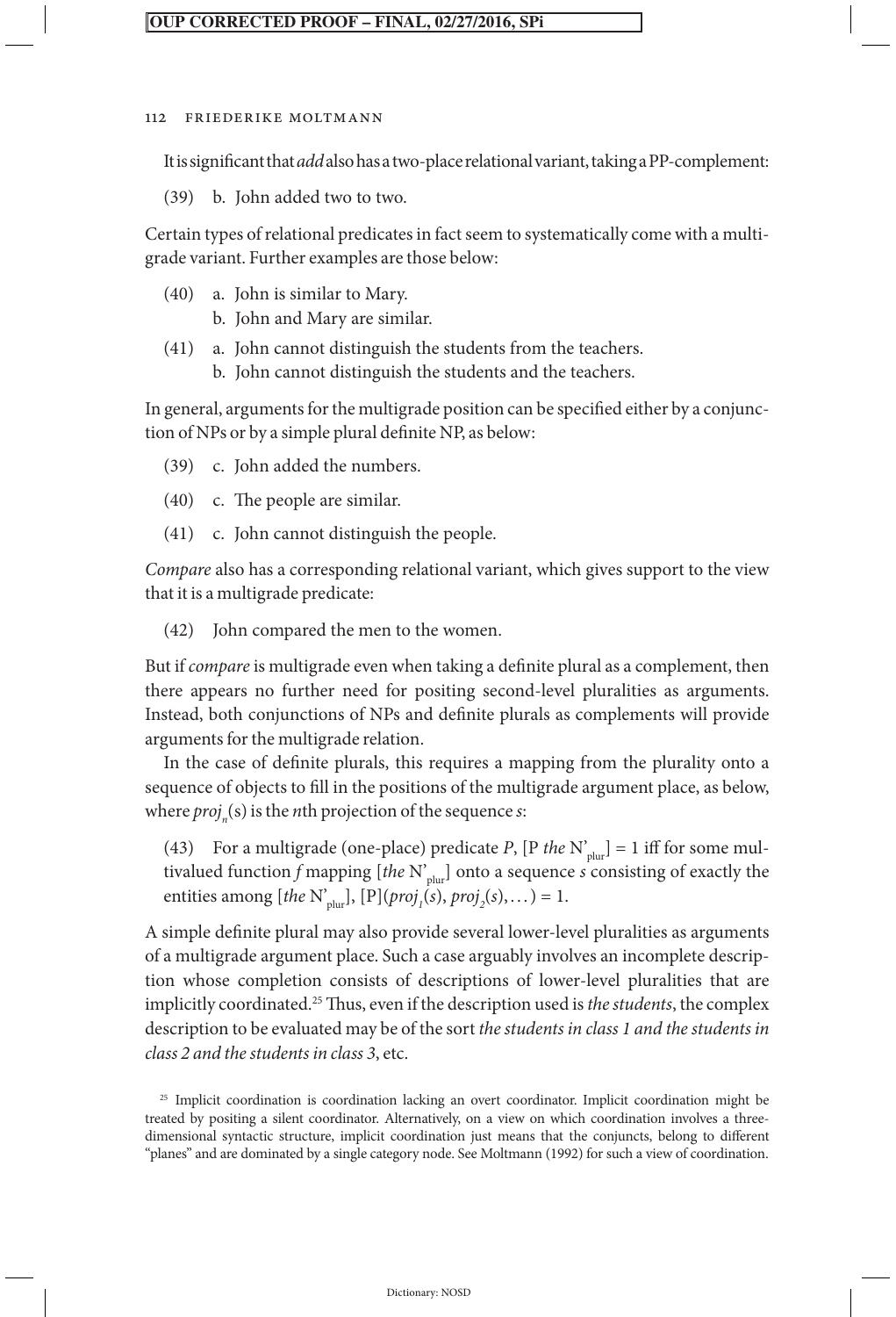It is significant that *add* also has a two-place relational variant, taking a PP-complement:

(39) b. John added two to two.

Certain types of relational predicates in fact seem to systematically come with a multigrade variant. Further examples are those below:

(40) a. John is similar to Mary.
b. John and Mary are similar.

(41) a. John cannot distinguish the students from the teachers.
b. John cannot distinguish the students and the teachers.

In general, arguments for the multigrade position can be specified either by a conjunction of NPs or by a simple plural definite NP, as below:

(39) c. John added the numbers.

(40) c. The people are similar.

(41) c. John cannot distinguish the people.

*Compare* also has a corresponding relational variant, which gives support to the view that it is a multigrade predicate:

(42) John compared the men to the women.

But if *compare* is multigrade even when taking a definite plural as a complement, then there appears no further need for positing second-level pluralities as arguments. Instead, both conjunctions of NPs and definite plurals as complements will provide arguments for the multigrade relation.

In the case of definite plurals, this requires a mapping from the plurality onto a sequence of objects to fill in the positions of the multigrade argument place, as below, where $proj_n(s)$ is the *n*th projection of the sequence *s*:

(43) For a multigrade (one-place) predicate *P*, [P *the* $N'_{plur}$] = 1 iff for some multivalued function *f* mapping [*the* $N'_{plur}$] onto a sequence *s* consisting of exactly the entities among [*the* $N'_{plur}$], [P]($proj_1(s)$, $proj_2(s)$, …) = 1.

A simple definite plural may also provide several lower-level pluralities as arguments of a multigrade argument place. Such a case arguably involves an incomplete description whose completion consists of descriptions of lower-level pluralities that are implicitly coordinated.[25] Thus, even if the description used is *the students*, the complex description to be evaluated may be of the sort *the students in class 1 and the students in class 2 and the students in class 3*, etc.

[25] Implicit coordination is coordination lacking an overt coordinator. Implicit coordination might be treated by positing a silent coordinator. Alternatively, on a view on which coordination involves a three-dimensional syntactic structure, implicit coordination just means that the conjuncts, belong to different "planes" and are dominated by a single category node. See Moltmann (1992) for such a view of coordination.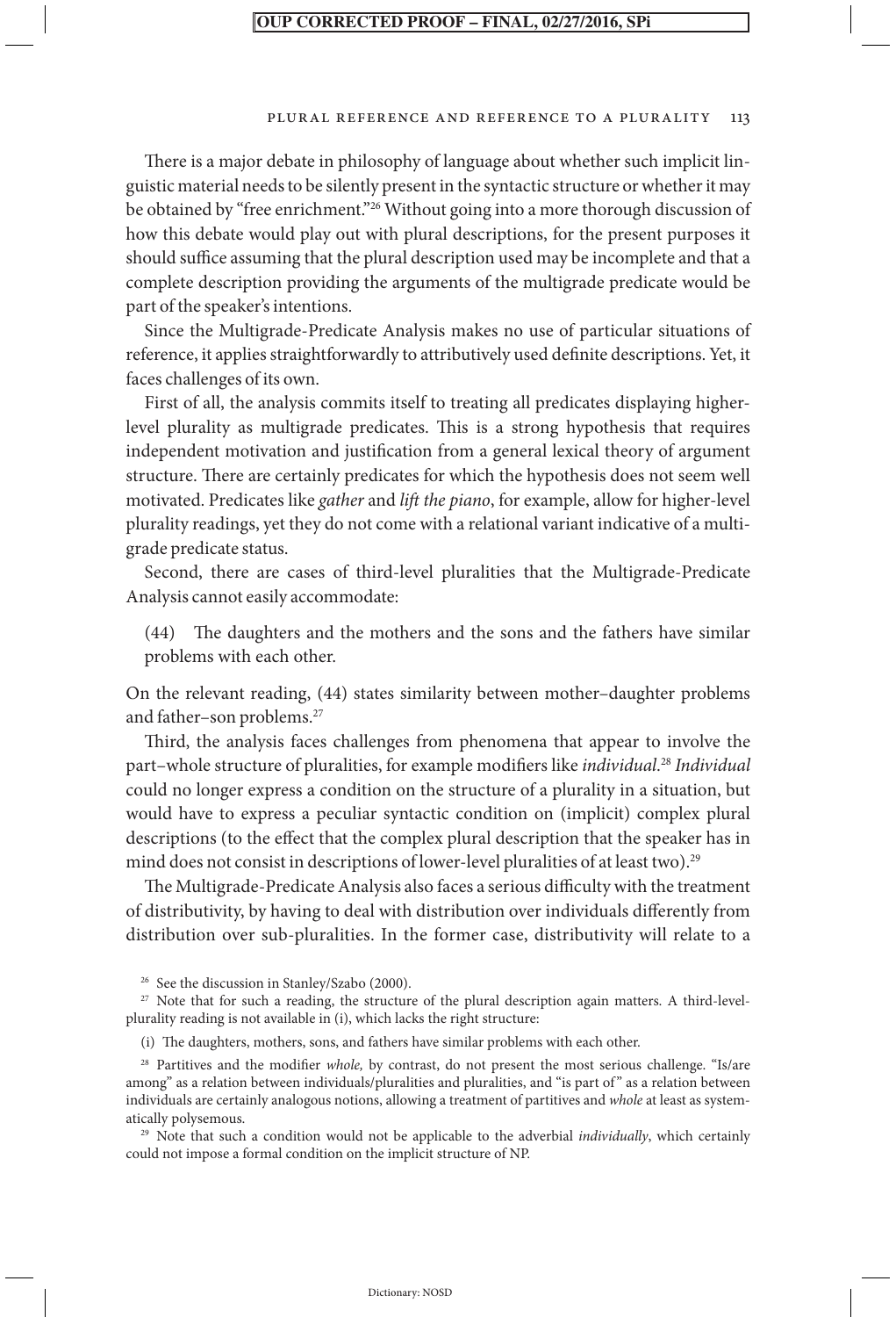There is a major debate in philosophy of language about whether such implicit linguistic material needs to be silently present in the syntactic structure or whether it may be obtained by "free enrichment."[26] Without going into a more thorough discussion of how this debate would play out with plural descriptions, for the present purposes it should suffice assuming that the plural description used may be incomplete and that a complete description providing the arguments of the multigrade predicate would be part of the speaker's intentions.

Since the Multigrade-Predicate Analysis makes no use of particular situations of reference, it applies straightforwardly to attributively used definite descriptions. Yet, it faces challenges of its own.

First of all, the analysis commits itself to treating all predicates displaying higher-level plurality as multigrade predicates. This is a strong hypothesis that requires independent motivation and justification from a general lexical theory of argument structure. There are certainly predicates for which the hypothesis does not seem well motivated. Predicates like *gather* and *lift the piano*, for example, allow for higher-level plurality readings, yet they do not come with a relational variant indicative of a multigrade predicate status.

Second, there are cases of third-level pluralities that the Multigrade-Predicate Analysis cannot easily accommodate:

(44) The daughters and the mothers and the sons and the fathers have similar problems with each other.

On the relevant reading, (44) states similarity between mother–daughter problems and father–son problems.[27]

Third, the analysis faces challenges from phenomena that appear to involve the part–whole structure of pluralities, for example modifiers like *individual*.[28] *Individual* could no longer express a condition on the structure of a plurality in a situation, but would have to express a peculiar syntactic condition on (implicit) complex plural descriptions (to the effect that the complex plural description that the speaker has in mind does not consist in descriptions of lower-level pluralities of at least two).[29]

The Multigrade-Predicate Analysis also faces a serious difficulty with the treatment of distributivity, by having to deal with distribution over individuals differently from distribution over sub-pluralities. In the former case, distributivity will relate to a

---

[26] See the discussion in Stanley/Szabo (2000).

[27] Note that for such a reading, the structure of the plural description again matters. A third-level-plurality reading is not available in (i), which lacks the right structure:

(i) The daughters, mothers, sons, and fathers have similar problems with each other.

[28] Partitives and the modifier *whole,* by contrast, do not present the most serious challenge. "Is/are among" as a relation between individuals/pluralities and pluralities, and "is part of" as a relation between individuals are certainly analogous notions, allowing a treatment of partitives and *whole* at least as systematically polysemous.

[29] Note that such a condition would not be applicable to the adverbial *individually*, which certainly could not impose a formal condition on the implicit structure of NP.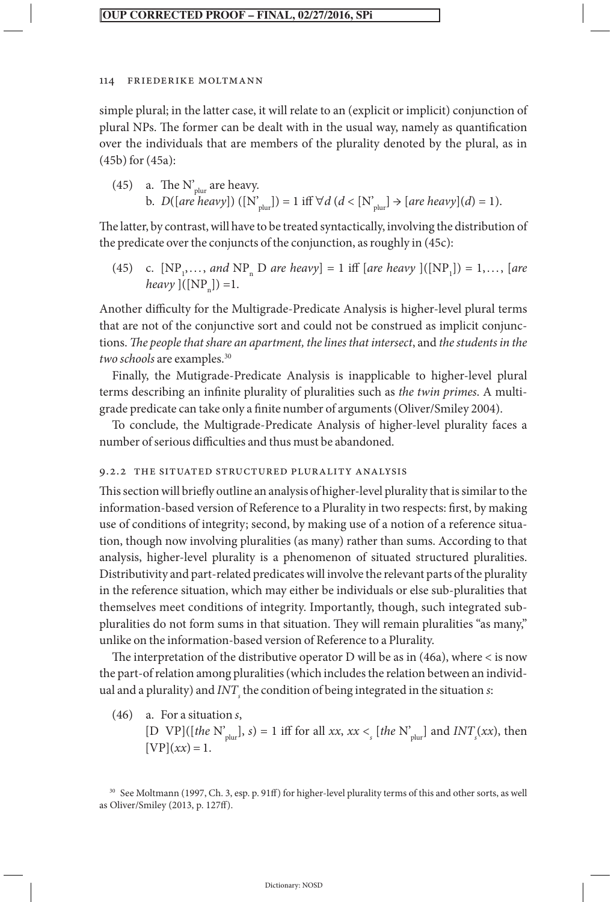simple plural; in the latter case, it will relate to an (explicit or implicit) conjunction of plural NPs. The former can be dealt with in the usual way, namely as quantification over the individuals that are members of the plurality denoted by the plural, as in (45b) for (45a):

(45) a. The $N'_{plur}$ are heavy.
b. $D([\textit{are heavy}])([N'_{plur}]) = 1$ iff $\forall d\,(d < [N'_{plur}] \rightarrow [\textit{are heavy}](d) = 1)$.

The latter, by contrast, will have to be treated syntactically, involving the distribution of the predicate over the conjuncts of the conjunction, as roughly in (45c):

(45) c. $[NP_1, \ldots, \textit{and } NP_n \; D \; \textit{are heavy}] = 1$ iff $[\textit{are heavy}]([NP_1]) = 1, \ldots, [\textit{are heavy}]([NP_n]) = 1$.

Another difficulty for the Multigrade-Predicate Analysis is higher-level plural terms that are not of the conjunctive sort and could not be construed as implicit conjunctions. *The people that share an apartment, the lines that intersect*, and *the students in the two schools* are examples.[30]

Finally, the Mutigrade-Predicate Analysis is inapplicable to higher-level plural terms describing an infinite plurality of pluralities such as *the twin primes*. A multigrade predicate can take only a finite number of arguments (Oliver/Smiley 2004).

To conclude, the Multigrade-Predicate Analysis of higher-level plurality faces a number of serious difficulties and thus must be abandoned.

### 9.2.2 The situated structured plurality analysis

This section will briefly outline an analysis of higher-level plurality that is similar to the information-based version of Reference to a Plurality in two respects: first, by making use of conditions of integrity; second, by making use of a notion of a reference situation, though now involving pluralities (as many) rather than sums. According to that analysis, higher-level plurality is a phenomenon of situated structured pluralities. Distributivity and part-related predicates will involve the relevant parts of the plurality in the reference situation, which may either be individuals or else sub-pluralities that themselves meet conditions of integrity. Importantly, though, such integrated sub-pluralities do not form sums in that situation. They will remain pluralities "as many," unlike on the information-based version of Reference to a Plurality.

The interpretation of the distributive operator D will be as in (46a), where $<$ is now the part-of relation among pluralities (which includes the relation between an individual and a plurality) and $INT_s$ the condition of being integrated in the situation $s$:

(46) a. For a situation $s$,
$[D\ \ VP]([\textit{the } N'_{plur}], s) = 1$ iff for all $xx$, $xx <_s [\textit{the } N'_{plur}]$ and $INT_s(xx)$, then $[VP](xx) = 1$.

[30] See Moltmann (1997, Ch. 3, esp. p. 91ff) for higher-level plurality terms of this and other sorts, as well as Oliver/Smiley (2013, p. 127ff).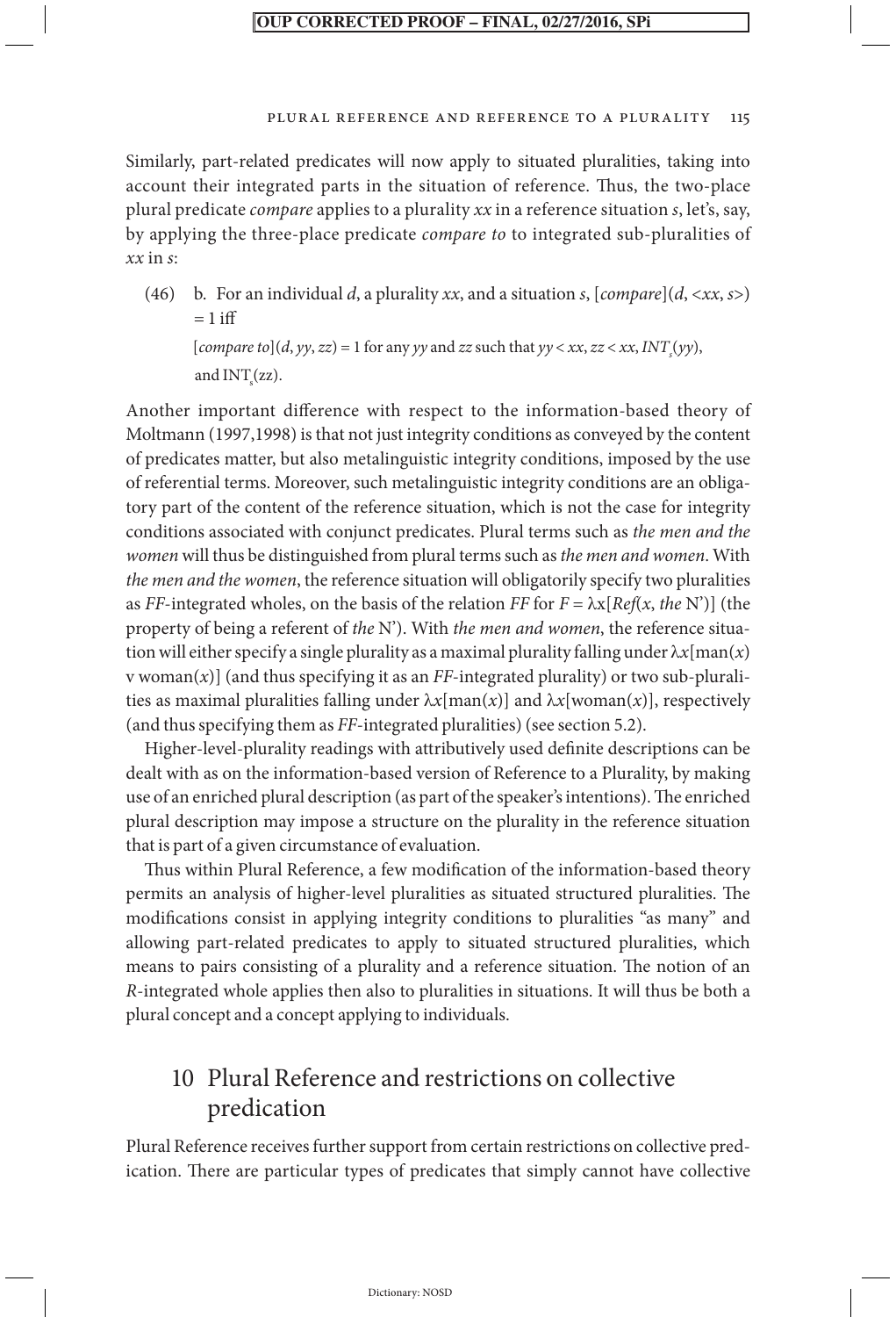Similarly, part-related predicates will now apply to situated pluralities, taking into account their integrated parts in the situation of reference. Thus, the two-place plural predicate *compare* applies to a plurality *xx* in a reference situation *s*, let's, say, by applying the three-place predicate *compare to* to integrated sub-pluralities of *xx* in *s*:

(46) b. For an individual *d*, a plurality *xx*, and a situation *s*, $[compare](d, <xx, s>) = 1$ iff
$[compare\ to](d, yy, zz) = 1$ for any *yy* and *zz* such that $yy < xx$, $zz < xx$, $INT_s(yy)$, and $INT_s(zz)$.

Another important difference with respect to the information-based theory of Moltmann (1997,1998) is that not just integrity conditions as conveyed by the content of predicates matter, but also metalinguistic integrity conditions, imposed by the use of referential terms. Moreover, such metalinguistic integrity conditions are an obligatory part of the content of the reference situation, which is not the case for integrity conditions associated with conjunct predicates. Plural terms such as *the men and the women* will thus be distinguished from plural terms such as *the men and women*. With *the men and the women*, the reference situation will obligatorily specify two pluralities as *FF*-integrated wholes, on the basis of the relation *FF* for $F = \lambda x[Ref(x, the\ N')]$ (the property of being a referent of *the* N'). With *the men and women*, the reference situation will either specify a single plurality as a maximal plurality falling under $\lambda x[\text{man}(x) \vee \text{woman}(x)]$ (and thus specifying it as an *FF*-integrated plurality) or two sub-pluralities as maximal pluralities falling under $\lambda x[\text{man}(x)]$ and $\lambda x[\text{woman}(x)]$, respectively (and thus specifying them as *FF*-integrated pluralities) (see section 5.2).

Higher-level-plurality readings with attributively used definite descriptions can be dealt with as on the information-based version of Reference to a Plurality, by making use of an enriched plural description (as part of the speaker's intentions). The enriched plural description may impose a structure on the plurality in the reference situation that is part of a given circumstance of evaluation.

Thus within Plural Reference, a few modification of the information-based theory permits an analysis of higher-level pluralities as situated structured pluralities. The modifications consist in applying integrity conditions to pluralities "as many" and allowing part-related predicates to apply to situated structured pluralities, which means to pairs consisting of a plurality and a reference situation. The notion of an *R*-integrated whole applies then also to pluralities in situations. It will thus be both a plural concept and a concept applying to individuals.

## 10 Plural Reference and restrictions on collective predication

Plural Reference receives further support from certain restrictions on collective predication. There are particular types of predicates that simply cannot have collective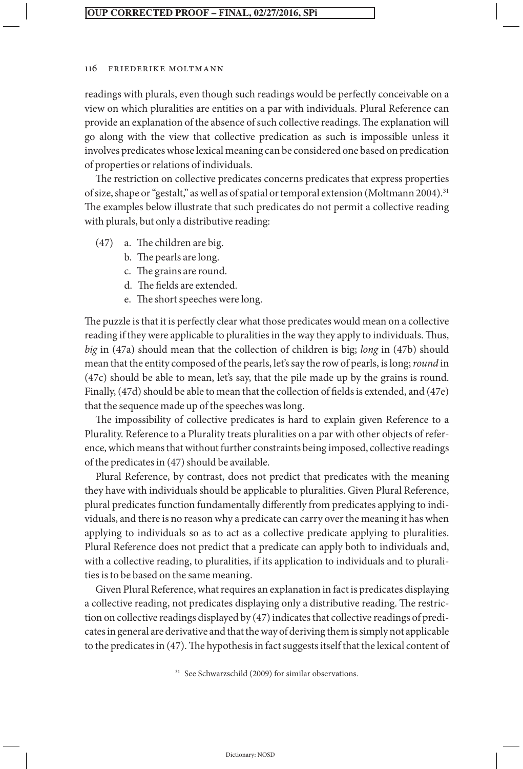readings with plurals, even though such readings would be perfectly conceivable on a view on which pluralities are entities on a par with individuals. Plural Reference can provide an explanation of the absence of such collective readings. The explanation will go along with the view that collective predication as such is impossible unless it involves predicates whose lexical meaning can be considered one based on predication of properties or relations of individuals.

The restriction on collective predicates concerns predicates that express properties of size, shape or "gestalt," as well as of spatial or temporal extension (Moltmann 2004).[31] The examples below illustrate that such predicates do not permit a collective reading with plurals, but only a distributive reading:

(47) a. The children are big.
 b. The pearls are long.
 c. The grains are round.
 d. The fields are extended.
 e. The short speeches were long.

The puzzle is that it is perfectly clear what those predicates would mean on a collective reading if they were applicable to pluralities in the way they apply to individuals. Thus, *big* in (47a) should mean that the collection of children is big; *long* in (47b) should mean that the entity composed of the pearls, let's say the row of pearls, is long; *round* in (47c) should be able to mean, let's say, that the pile made up by the grains is round. Finally, (47d) should be able to mean that the collection of fields is extended, and (47e) that the sequence made up of the speeches was long.

The impossibility of collective predicates is hard to explain given Reference to a Plurality. Reference to a Plurality treats pluralities on a par with other objects of reference, which means that without further constraints being imposed, collective readings of the predicates in (47) should be available.

Plural Reference, by contrast, does not predict that predicates with the meaning they have with individuals should be applicable to pluralities. Given Plural Reference, plural predicates function fundamentally differently from predicates applying to individuals, and there is no reason why a predicate can carry over the meaning it has when applying to individuals so as to act as a collective predicate applying to pluralities. Plural Reference does not predict that a predicate can apply both to individuals and, with a collective reading, to pluralities, if its application to individuals and to pluralities is to be based on the same meaning.

Given Plural Reference, what requires an explanation in fact is predicates displaying a collective reading, not predicates displaying only a distributive reading. The restriction on collective readings displayed by (47) indicates that collective readings of predicates in general are derivative and that the way of deriving them is simply not applicable to the predicates in (47). The hypothesis in fact suggests itself that the lexical content of

[31] See Schwarzschild (2009) for similar observations.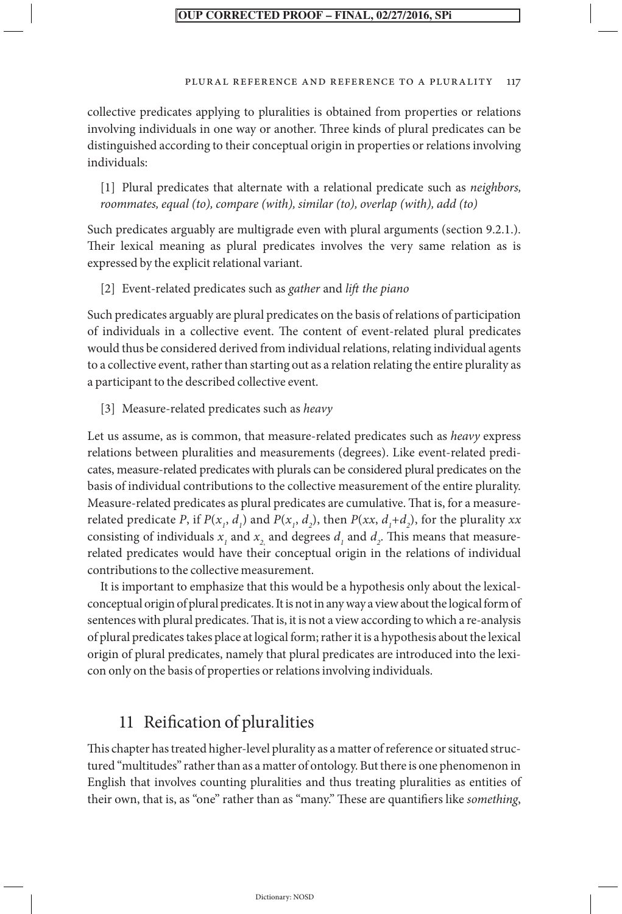collective predicates applying to pluralities is obtained from properties or relations involving individuals in one way or another. Three kinds of plural predicates can be distinguished according to their conceptual origin in properties or relations involving individuals:

[1] Plural predicates that alternate with a relational predicate such as *neighbors, roommates, equal (to), compare (with), similar (to), overlap (with), add (to)*

Such predicates arguably are multigrade even with plural arguments (section 9.2.1.). Their lexical meaning as plural predicates involves the very same relation as is expressed by the explicit relational variant.

[2] Event-related predicates such as *gather* and *lift the piano*

Such predicates arguably are plural predicates on the basis of relations of participation of individuals in a collective event. The content of event-related plural predicates would thus be considered derived from individual relations, relating individual agents to a collective event, rather than starting out as a relation relating the entire plurality as a participant to the described collective event.

[3] Measure-related predicates such as *heavy*

Let us assume, as is common, that measure-related predicates such as *heavy* express relations between pluralities and measurements (degrees). Like event-related predicates, measure-related predicates with plurals can be considered plural predicates on the basis of individual contributions to the collective measurement of the entire plurality. Measure-related predicates as plural predicates are cumulative. That is, for a measure-related predicate $P$, if $P(x_1, d_1)$ and $P(x_1, d_2)$, then $P(xx, d_1+d_2)$, for the plurality $xx$ consisting of individuals $x_1$ and $x_2$ and degrees $d_1$ and $d_2$. This means that measure-related predicates would have their conceptual origin in the relations of individual contributions to the collective measurement.

It is important to emphasize that this would be a hypothesis only about the lexical-conceptual origin of plural predicates. It is not in any way a view about the logical form of sentences with plural predicates. That is, it is not a view according to which a re-analysis of plural predicates takes place at logical form; rather it is a hypothesis about the lexical origin of plural predicates, namely that plural predicates are introduced into the lexicon only on the basis of properties or relations involving individuals.

## 11 Reification of pluralities

This chapter has treated higher-level plurality as a matter of reference or situated structured "multitudes" rather than as a matter of ontology. But there is one phenomenon in English that involves counting pluralities and thus treating pluralities as entities of their own, that is, as "one" rather than as "many." These are quantifiers like *something*,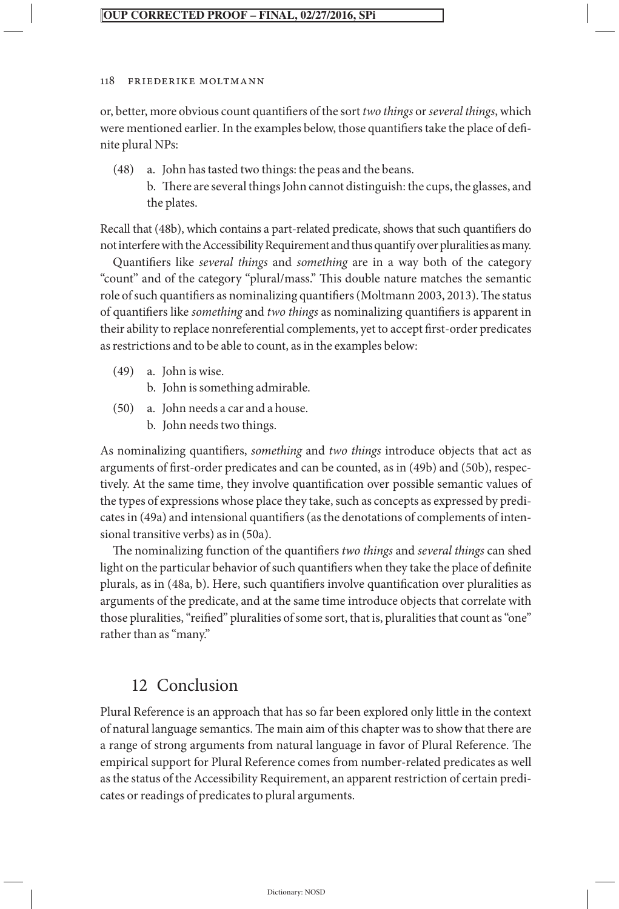or, better, more obvious count quantifiers of the sort *two things* or *several things*, which were mentioned earlier. In the examples below, those quantifiers take the place of definite plural NPs:

(48) a. John has tasted two things: the peas and the beans.
 b. There are several things John cannot distinguish: the cups, the glasses, and the plates.

Recall that (48b), which contains a part-related predicate, shows that such quantifiers do not interfere with the Accessibility Requirement and thus quantify over pluralities as many.

Quantifiers like *several things* and *something* are in a way both of the category "count" and of the category "plural/mass." This double nature matches the semantic role of such quantifiers as nominalizing quantifiers (Moltmann 2003, 2013). The status of quantifiers like *something* and *two things* as nominalizing quantifiers is apparent in their ability to replace nonreferential complements, yet to accept first-order predicates as restrictions and to be able to count, as in the examples below:

(49) a. John is wise.
 b. John is something admirable.

(50) a. John needs a car and a house.
 b. John needs two things.

As nominalizing quantifiers, *something* and *two things* introduce objects that act as arguments of first-order predicates and can be counted, as in (49b) and (50b), respectively. At the same time, they involve quantification over possible semantic values of the types of expressions whose place they take, such as concepts as expressed by predicates in (49a) and intensional quantifiers (as the denotations of complements of intensional transitive verbs) as in (50a).

The nominalizing function of the quantifiers *two things* and *several things* can shed light on the particular behavior of such quantifiers when they take the place of definite plurals, as in (48a, b). Here, such quantifiers involve quantification over pluralities as arguments of the predicate, and at the same time introduce objects that correlate with those pluralities, "reified" pluralities of some sort, that is, pluralities that count as "one" rather than as "many."

## 12 Conclusion

Plural Reference is an approach that has so far been explored only little in the context of natural language semantics. The main aim of this chapter was to show that there are a range of strong arguments from natural language in favor of Plural Reference. The empirical support for Plural Reference comes from number-related predicates as well as the status of the Accessibility Requirement, an apparent restriction of certain predicates or readings of predicates to plural arguments.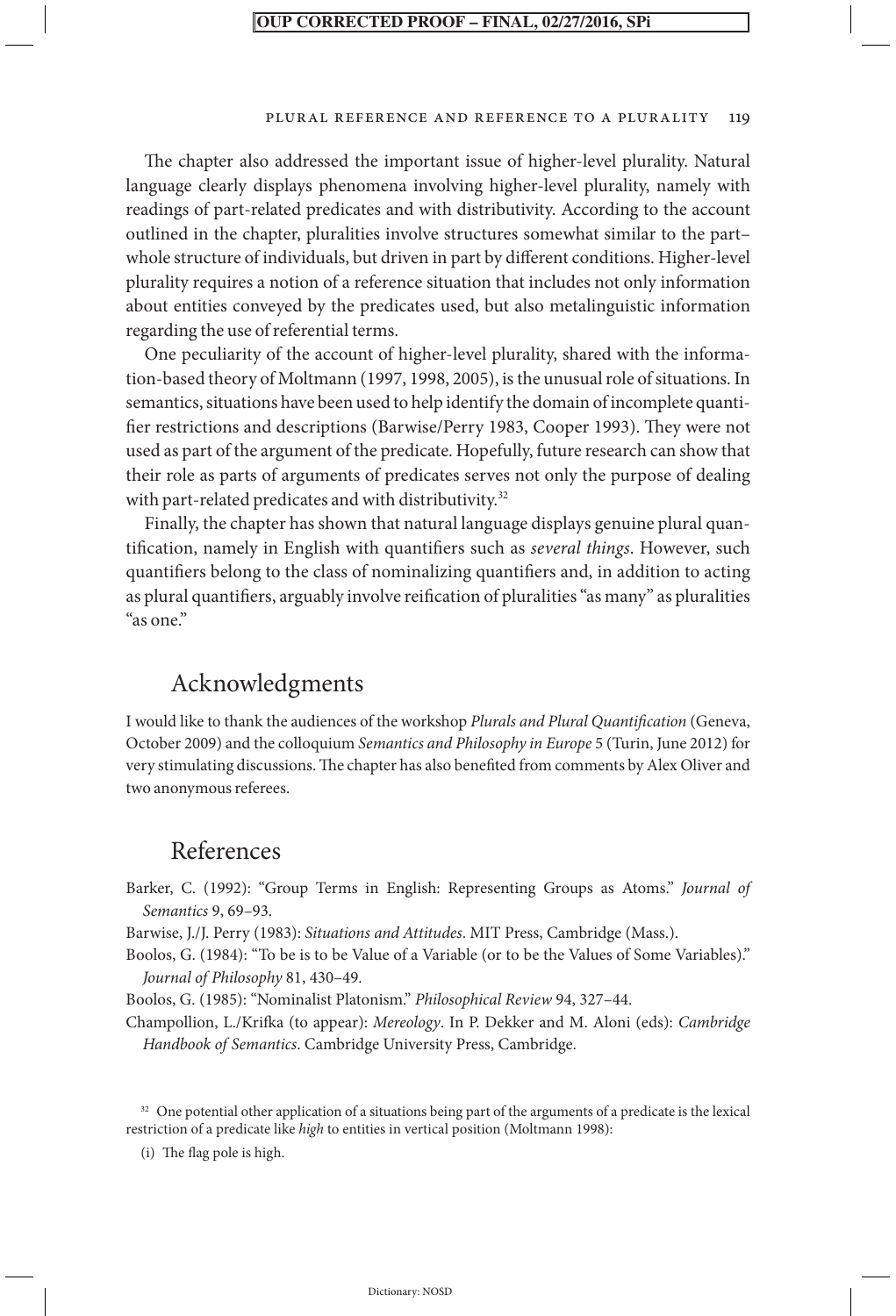The chapter also addressed the important issue of higher-level plurality. Natural language clearly displays phenomena involving higher-level plurality, namely with readings of part-related predicates and with distributivity. According to the account outlined in the chapter, pluralities involve structures somewhat similar to the part–whole structure of individuals, but driven in part by different conditions. Higher-level plurality requires a notion of a reference situation that includes not only information about entities conveyed by the predicates used, but also metalinguistic information regarding the use of referential terms.

One peculiarity of the account of higher-level plurality, shared with the information-based theory of Moltmann (1997, 1998, 2005), is the unusual role of situations. In semantics, situations have been used to help identify the domain of incomplete quantifier restrictions and descriptions (Barwise/Perry 1983, Cooper 1993). They were not used as part of the argument of the predicate. Hopefully, future research can show that their role as parts of arguments of predicates serves not only the purpose of dealing with part-related predicates and with distributivity.[32]

Finally, the chapter has shown that natural language displays genuine plural quantification, namely in English with quantifiers such as *several things*. However, such quantifiers belong to the class of nominalizing quantifiers and, in addition to acting as plural quantifiers, arguably involve reification of pluralities "as many" as pluralities "as one."

## Acknowledgments

I would like to thank the audiences of the workshop *Plurals and Plural Quantification* (Geneva, October 2009) and the colloquium *Semantics and Philosophy in Europe* 5 (Turin, June 2012) for very stimulating discussions. The chapter has also benefited from comments by Alex Oliver and two anonymous referees.

## References

Barker, C. (1992): "Group Terms in English: Representing Groups as Atoms." *Journal of Semantics* 9, 69–93.

Barwise, J./J. Perry (1983): *Situations and Attitudes*. MIT Press, Cambridge (Mass.).

Boolos, G. (1984): "To be is to be Value of a Variable (or to be the Values of Some Variables)." *Journal of Philosophy* 81, 430–49.

Boolos, G. (1985): "Nominalist Platonism." *Philosophical Review* 94, 327–44.

Champollion, L./Krifka (to appear): *Mereology*. In P. Dekker and M. Aloni (eds): *Cambridge Handbook of Semantics*. Cambridge University Press, Cambridge.

---

[32] One potential other application of a situations being part of the arguments of a predicate is the lexical restriction of a predicate like *high* to entities in vertical position (Moltmann 1998):

(i) The flag pole is high.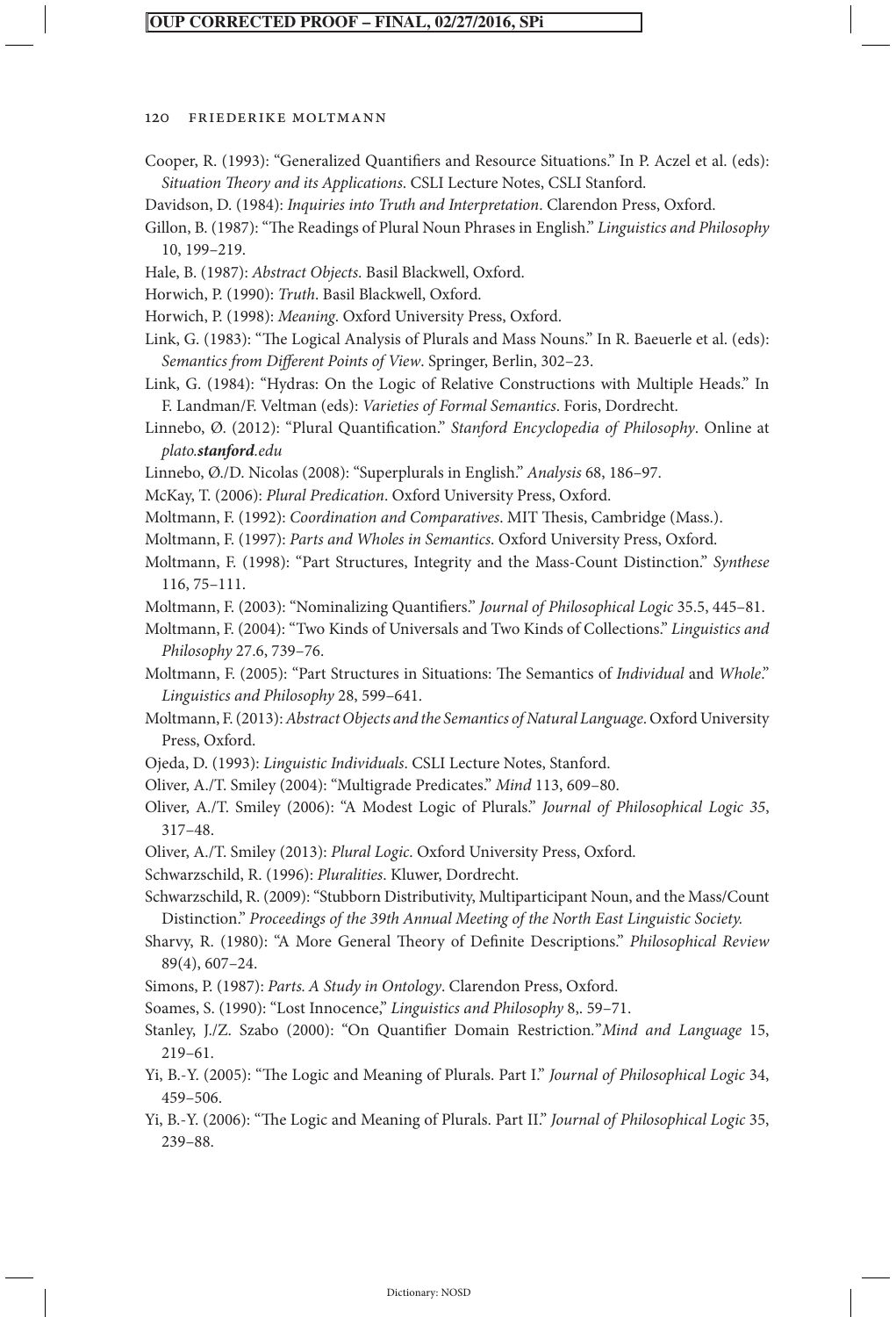Cooper, R. (1993): "Generalized Quantifiers and Resource Situations." In P. Aczel et al. (eds): *Situation Theory and its Applications*. CSLI Lecture Notes, CSLI Stanford.

Davidson, D. (1984): *Inquiries into Truth and Interpretation*. Clarendon Press, Oxford.

Gillon, B. (1987): "The Readings of Plural Noun Phrases in English." *Linguistics and Philosophy* 10, 199–219.

Hale, B. (1987): *Abstract Objects*. Basil Blackwell, Oxford.

Horwich, P. (1990): *Truth*. Basil Blackwell, Oxford.

Horwich, P. (1998): *Meaning*. Oxford University Press, Oxford.

Link, G. (1983): "The Logical Analysis of Plurals and Mass Nouns." In R. Baeuerle et al. (eds): *Semantics from Different Points of View*. Springer, Berlin, 302–23.

Link, G. (1984): "Hydras: On the Logic of Relative Constructions with Multiple Heads." In F. Landman/F. Veltman (eds): *Varieties of Formal Semantics*. Foris, Dordrecht.

Linnebo, Ø. (2012): "Plural Quantification." *Stanford Encyclopedia of Philosophy*. Online at *plato.**stanford**.edu*

Linnebo, Ø./D. Nicolas (2008): "Superplurals in English." *Analysis* 68, 186–97.

McKay, T. (2006): *Plural Predication*. Oxford University Press, Oxford.

Moltmann, F. (1992): *Coordination and Comparatives*. MIT Thesis, Cambridge (Mass.).

Moltmann, F. (1997): *Parts and Wholes in Semantics*. Oxford University Press, Oxford.

Moltmann, F. (1998): "Part Structures, Integrity and the Mass-Count Distinction." *Synthese* 116, 75–111.

Moltmann, F. (2003): "Nominalizing Quantifiers." *Journal of Philosophical Logic* 35.5, 445–81.

Moltmann, F. (2004): "Two Kinds of Universals and Two Kinds of Collections." *Linguistics and Philosophy* 27.6, 739–76.

Moltmann, F. (2005): "Part Structures in Situations: The Semantics of *Individual* and *Whole*." *Linguistics and Philosophy* 28, 599–641.

Moltmann, F. (2013): *Abstract Objects and the Semantics of Natural Language*. Oxford University Press, Oxford.

Ojeda, D. (1993): *Linguistic Individuals*. CSLI Lecture Notes, Stanford.

Oliver, A./T. Smiley (2004): "Multigrade Predicates." *Mind* 113, 609–80.

Oliver, A./T. Smiley (2006): "A Modest Logic of Plurals." *Journal of Philosophical Logic 35*, 317–48.

Oliver, A./T. Smiley (2013): *Plural Logic*. Oxford University Press, Oxford.

Schwarzschild, R. (1996): *Pluralities*. Kluwer, Dordrecht.

Schwarzschild, R. (2009): "Stubborn Distributivity, Multiparticipant Noun, and the Mass/Count Distinction." *Proceedings of the 39th Annual Meeting of the North East Linguistic Society.*

Sharvy, R. (1980): "A More General Theory of Definite Descriptions." *Philosophical Review* 89(4), 607–24.

Simons, P. (1987): *Parts. A Study in Ontology*. Clarendon Press, Oxford.

Soames, S. (1990): "Lost Innocence," *Linguistics and Philosophy* 8,. 59–71.

Stanley, J./Z. Szabo (2000): "On Quantifier Domain Restriction."*Mind and Language* 15, 219–61.

Yi, B.-Y. (2005): "The Logic and Meaning of Plurals. Part I." *Journal of Philosophical Logic* 34, 459–506.

Yi, B.-Y. (2006): "The Logic and Meaning of Plurals. Part II." *Journal of Philosophical Logic* 35, 239–88.